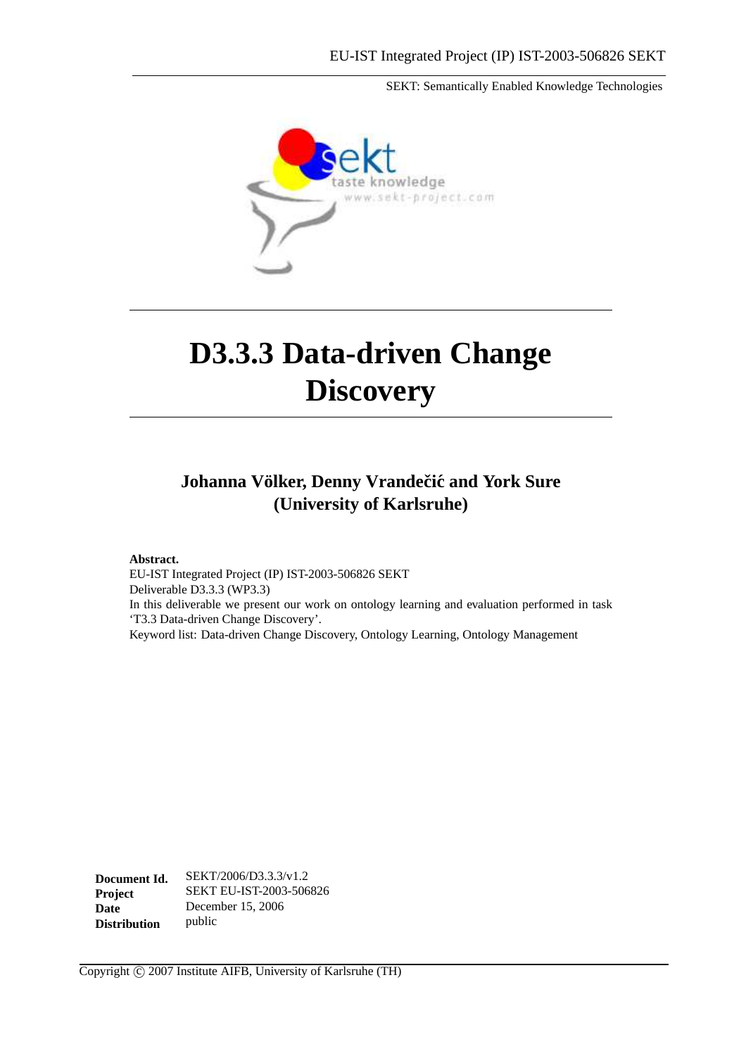EU-IST Integrated Project (IP) IST-2003-506826 SEKT

SEKT: Semantically Enabled Knowledge Technologies

# D3.3.3 Data-driven Change Discovery

**Johanna Völker, Denny Vrandečić and York Sure (University of Karlsruhe)**

**Abstract.**
EU-IST Integrated Project (IP) IST-2003-506826 SEKT
Deliverable D3.3.3 (WP3.3)
In this deliverable we present our work on ontology learning and evaluation performed in task 'T3.3 Data-driven Change Discovery'.
Keyword list: Data-driven Change Discovery, Ontology Learning, Ontology Management

| | |
|---|---|
| **Document Id.** | SEKT/2006/D3.3.3/v1.2 |
| **Project** | SEKT EU-IST-2003-506826 |
| **Date** | December 15, 2006 |
| **Distribution** | public |

Copyright © 2007 Institute AIFB, University of Karlsruhe (TH)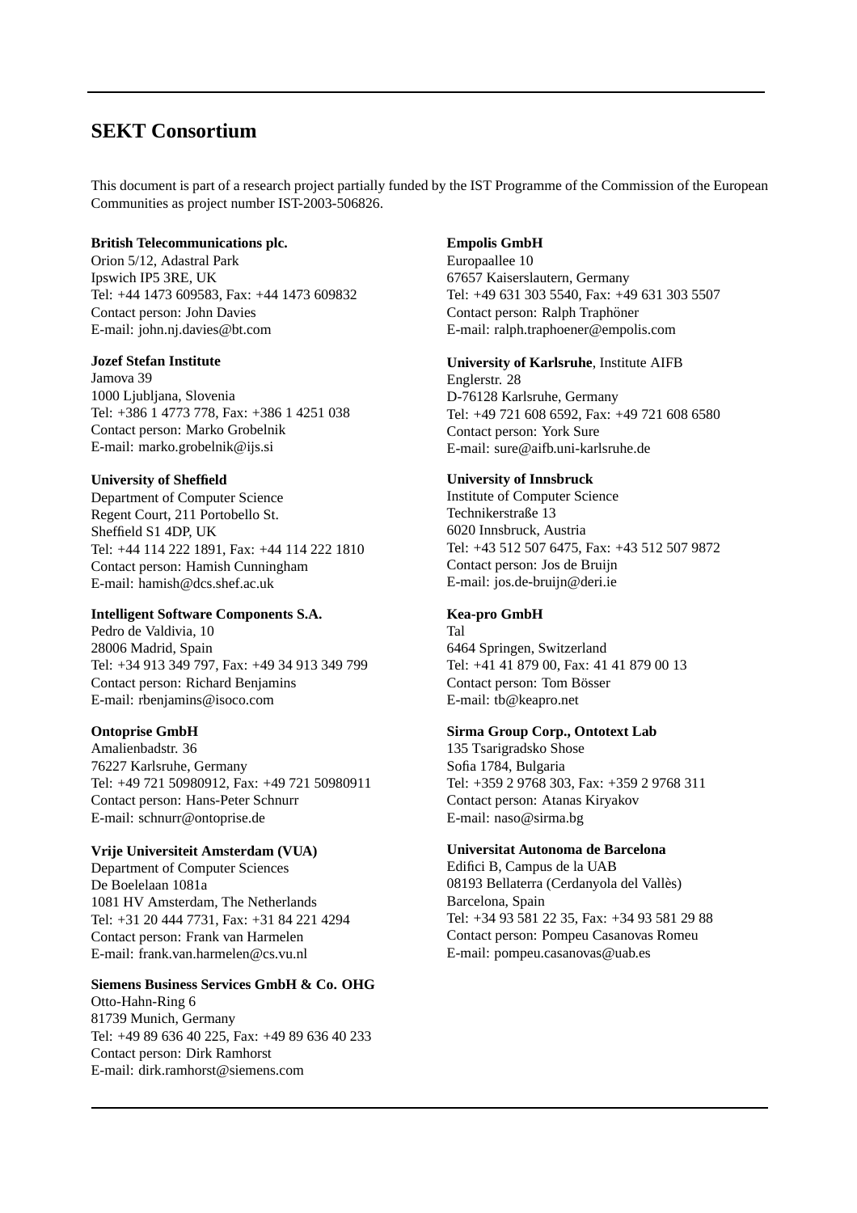## SEKT Consortium

This document is part of a research project partially funded by the IST Programme of the Commission of the European Communities as project number IST-2003-506826.

**British Telecommunications plc.**
Orion 5/12, Adastral Park
Ipswich IP5 3RE, UK
Tel: +44 1473 609583, Fax: +44 1473 609832
Contact person: John Davies
E-mail: john.nj.davies@bt.com

**Jozef Stefan Institute**
Jamova 39
1000 Ljubljana, Slovenia
Tel: +386 1 4773 778, Fax: +386 1 4251 038
Contact person: Marko Grobelnik
E-mail: marko.grobelnik@ijs.si

**University of Sheffield**
Department of Computer Science
Regent Court, 211 Portobello St.
Sheffield S1 4DP, UK
Tel: +44 114 222 1891, Fax: +44 114 222 1810
Contact person: Hamish Cunningham
E-mail: hamish@dcs.shef.ac.uk

**Intelligent Software Components S.A.**
Pedro de Valdivia, 10
28006 Madrid, Spain
Tel: +34 913 349 797, Fax: +49 34 913 349 799
Contact person: Richard Benjamins
E-mail: rbenjamins@isoco.com

**Ontoprise GmbH**
Amalienbadstr. 36
76227 Karlsruhe, Germany
Tel: +49 721 50980912, Fax: +49 721 50980911
Contact person: Hans-Peter Schnurr
E-mail: schnurr@ontoprise.de

**Vrije Universiteit Amsterdam (VUA)**
Department of Computer Sciences
De Boelelaan 1081a
1081 HV Amsterdam, The Netherlands
Tel: +31 20 444 7731, Fax: +31 84 221 4294
Contact person: Frank van Harmelen
E-mail: frank.van.harmelen@cs.vu.nl

**Siemens Business Services GmbH & Co. OHG**
Otto-Hahn-Ring 6
81739 Munich, Germany
Tel: +49 89 636 40 225, Fax: +49 89 636 40 233
Contact person: Dirk Ramhorst
E-mail: dirk.ramhorst@siemens.com

**Empolis GmbH**
Europaallee 10
67657 Kaiserslautern, Germany
Tel: +49 631 303 5540, Fax: +49 631 303 5507
Contact person: Ralph Traphöner
E-mail: ralph.traphoener@empolis.com

**University of Karlsruhe**, Institute AIFB
Englerstr. 28
D-76128 Karlsruhe, Germany
Tel: +49 721 608 6592, Fax: +49 721 608 6580
Contact person: York Sure
E-mail: sure@aifb.uni-karlsruhe.de

**University of Innsbruck**
Institute of Computer Science
Technikerstraße 13
6020 Innsbruck, Austria
Tel: +43 512 507 6475, Fax: +43 512 507 9872
Contact person: Jos de Bruijn
E-mail: jos.de-bruijn@deri.ie

**Kea-pro GmbH**
Tal
6464 Springen, Switzerland
Tel: +41 41 879 00, Fax: 41 41 879 00 13
Contact person: Tom Bösser
E-mail: tb@keapro.net

**Sirma Group Corp., Ontotext Lab**
135 Tsarigradsko Shose
Sofia 1784, Bulgaria
Tel: +359 2 9768 303, Fax: +359 2 9768 311
Contact person: Atanas Kiryakov
E-mail: naso@sirma.bg

**Universitat Autonoma de Barcelona**
Edifici B, Campus de la UAB
08193 Bellaterra (Cerdanyola del Vallès)
Barcelona, Spain
Tel: +34 93 581 22 35, Fax: +34 93 581 29 88
Contact person: Pompeu Casanovas Romeu
E-mail: pompeu.casanovas@uab.es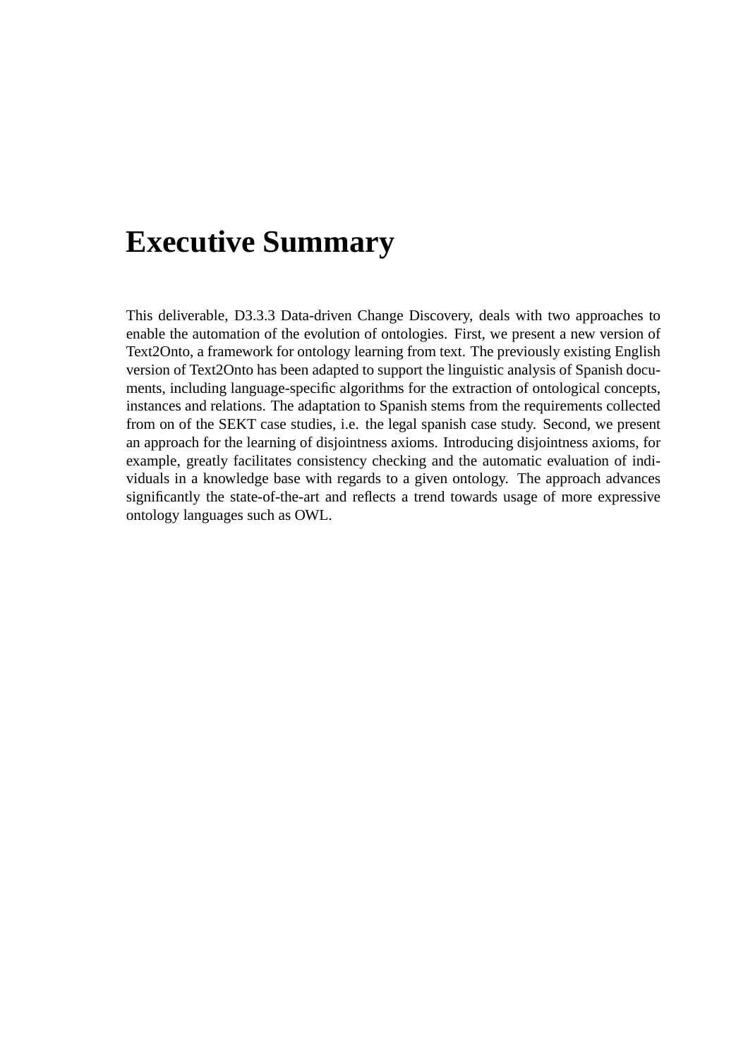# Executive Summary

This deliverable, D3.3.3 Data-driven Change Discovery, deals with two approaches to enable the automation of the evolution of ontologies. First, we present a new version of Text2Onto, a framework for ontology learning from text. The previously existing English version of Text2Onto has been adapted to support the linguistic analysis of Spanish documents, including language-specific algorithms for the extraction of ontological concepts, instances and relations. The adaptation to Spanish stems from the requirements collected from on of the SEKT case studies, i.e. the legal spanish case study. Second, we present an approach for the learning of disjointness axioms. Introducing disjointness axioms, for example, greatly facilitates consistency checking and the automatic evaluation of individuals in a knowledge base with regards to a given ontology. The approach advances significantly the state-of-the-art and reflects a trend towards usage of more expressive ontology languages such as OWL.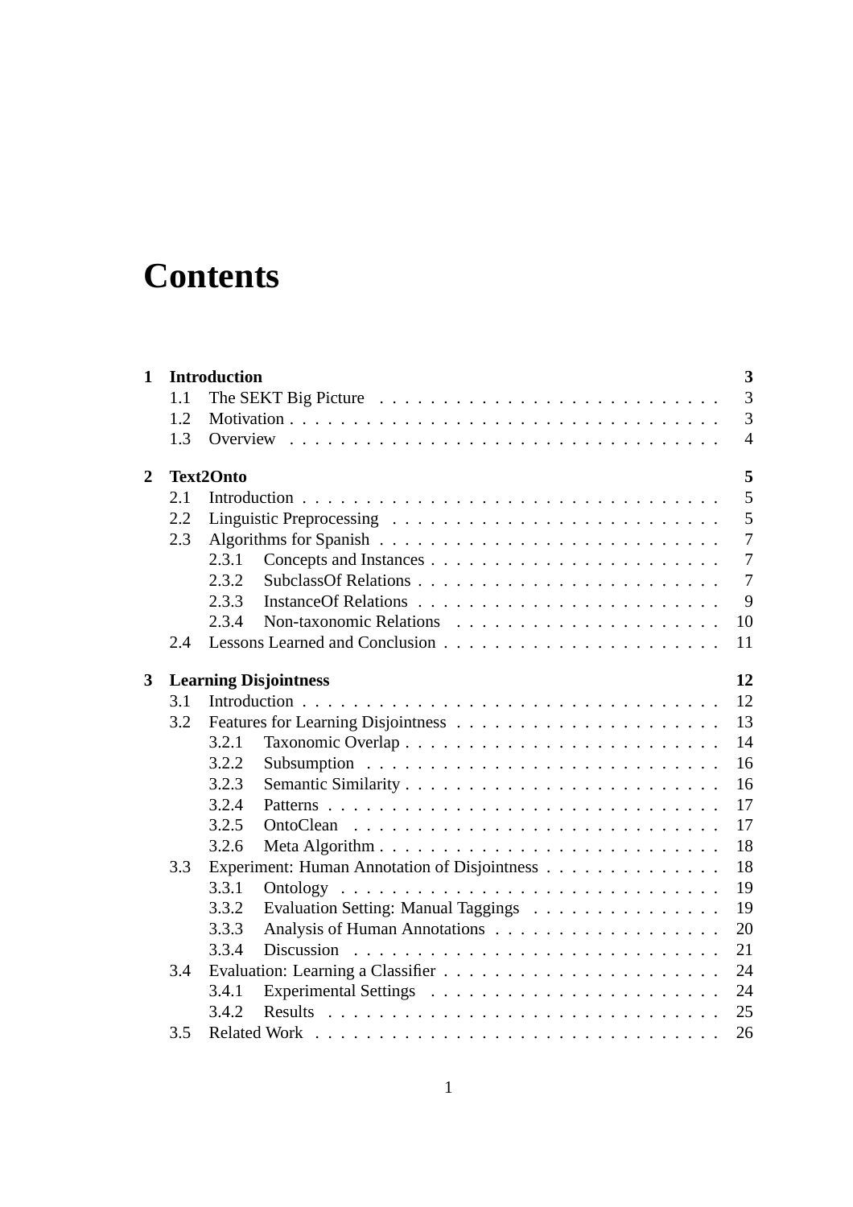# Contents

**1 Introduction** **3**

- 1.1 The SEKT Big Picture . . . . . . . . . . . . . . . . . . . . . . . . . . 3
- 1.2 Motivation . . . . . . . . . . . . . . . . . . . . . . . . . . . . . . . . . 3
- 1.3 Overview . . . . . . . . . . . . . . . . . . . . . . . . . . . . . . . . . 4

**2 Text2Onto** **5**

- 2.1 Introduction . . . . . . . . . . . . . . . . . . . . . . . . . . . . . . . . 5
- 2.2 Linguistic Preprocessing . . . . . . . . . . . . . . . . . . . . . . . . . 5
- 2.3 Algorithms for Spanish . . . . . . . . . . . . . . . . . . . . . . . . . . 7
  - 2.3.1 Concepts and Instances . . . . . . . . . . . . . . . . . . . . . . 7
  - 2.3.2 SubclassOf Relations . . . . . . . . . . . . . . . . . . . . . . . 7
  - 2.3.3 InstanceOf Relations . . . . . . . . . . . . . . . . . . . . . . . 9
  - 2.3.4 Non-taxonomic Relations . . . . . . . . . . . . . . . . . . . . . 10
- 2.4 Lessons Learned and Conclusion . . . . . . . . . . . . . . . . . . . . . 11

**3 Learning Disjointness** **12**

- 3.1 Introduction . . . . . . . . . . . . . . . . . . . . . . . . . . . . . . . . 12
- 3.2 Features for Learning Disjointness . . . . . . . . . . . . . . . . . . . . 13
  - 3.2.1 Taxonomic Overlap . . . . . . . . . . . . . . . . . . . . . . . . 14
  - 3.2.2 Subsumption . . . . . . . . . . . . . . . . . . . . . . . . . . . . 16
  - 3.2.3 Semantic Similarity . . . . . . . . . . . . . . . . . . . . . . . . 16
  - 3.2.4 Patterns . . . . . . . . . . . . . . . . . . . . . . . . . . . . . . 17
  - 3.2.5 OntoClean . . . . . . . . . . . . . . . . . . . . . . . . . . . . . 17
  - 3.2.6 Meta Algorithm . . . . . . . . . . . . . . . . . . . . . . . . . . 18
- 3.3 Experiment: Human Annotation of Disjointness . . . . . . . . . . . . . 18
  - 3.3.1 Ontology . . . . . . . . . . . . . . . . . . . . . . . . . . . . . . 19
  - 3.3.2 Evaluation Setting: Manual Taggings . . . . . . . . . . . . . . . 19
  - 3.3.3 Analysis of Human Annotations . . . . . . . . . . . . . . . . . . 20
  - 3.3.4 Discussion . . . . . . . . . . . . . . . . . . . . . . . . . . . . . 21
- 3.4 Evaluation: Learning a Classifier . . . . . . . . . . . . . . . . . . . . . 24
  - 3.4.1 Experimental Settings . . . . . . . . . . . . . . . . . . . . . . . 24
  - 3.4.2 Results . . . . . . . . . . . . . . . . . . . . . . . . . . . . . . . 25
- 3.5 Related Work . . . . . . . . . . . . . . . . . . . . . . . . . . . . . . . 26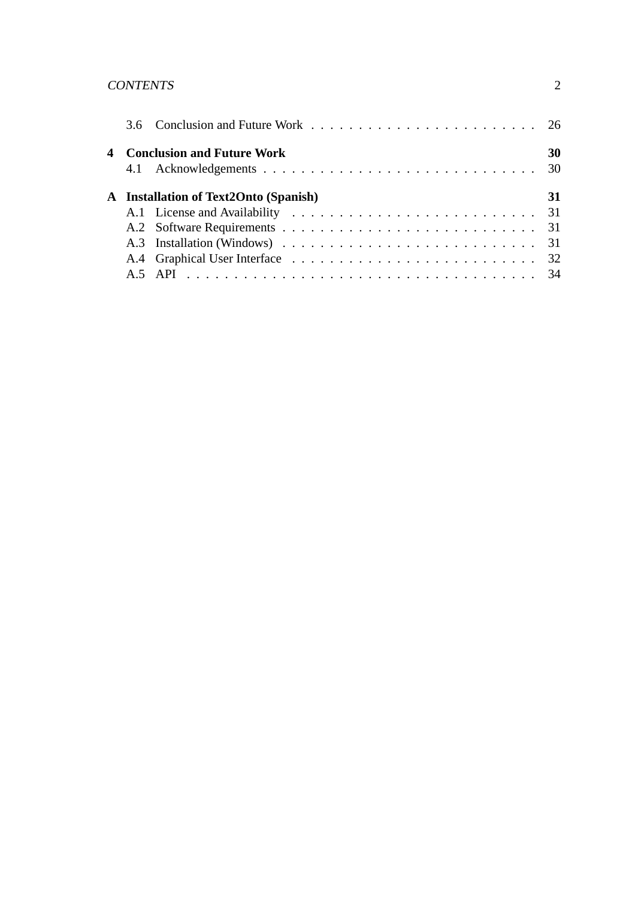3.6 Conclusion and Future Work . . . . . . . . . . . . . . . . . . . . . . . . 26

**4 Conclusion and Future Work** **30**

4.1 Acknowledgements . . . . . . . . . . . . . . . . . . . . . . . . . . . . . 30

**A Installation of Text2Onto (Spanish)** **31**

A.1 License and Availability . . . . . . . . . . . . . . . . . . . . . . . . . . 31

A.2 Software Requirements . . . . . . . . . . . . . . . . . . . . . . . . . . . 31

A.3 Installation (Windows) . . . . . . . . . . . . . . . . . . . . . . . . . . . 31

A.4 Graphical User Interface . . . . . . . . . . . . . . . . . . . . . . . . . . 32

A.5 API . . . . . . . . . . . . . . . . . . . . . . . . . . . . . . . . . . . . . 34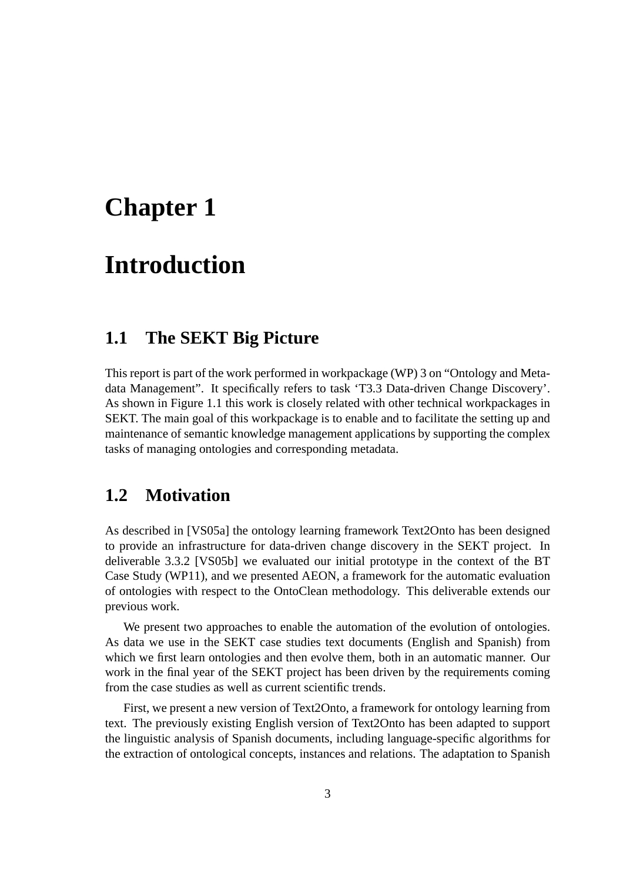# Chapter 1

# Introduction

## 1.1 The SEKT Big Picture

This report is part of the work performed in workpackage (WP) 3 on "Ontology and Metadata Management". It specifically refers to task 'T3.3 Data-driven Change Discovery'. As shown in Figure 1.1 this work is closely related with other technical workpackages in SEKT. The main goal of this workpackage is to enable and to facilitate the setting up and maintenance of semantic knowledge management applications by supporting the complex tasks of managing ontologies and corresponding metadata.

## 1.2 Motivation

As described in [VS05a] the ontology learning framework Text2Onto has been designed to provide an infrastructure for data-driven change discovery in the SEKT project. In deliverable 3.3.2 [VS05b] we evaluated our initial prototype in the context of the BT Case Study (WP11), and we presented AEON, a framework for the automatic evaluation of ontologies with respect to the OntoClean methodology. This deliverable extends our previous work.

We present two approaches to enable the automation of the evolution of ontologies. As data we use in the SEKT case studies text documents (English and Spanish) from which we first learn ontologies and then evolve them, both in an automatic manner. Our work in the final year of the SEKT project has been driven by the requirements coming from the case studies as well as current scientific trends.

First, we present a new version of Text2Onto, a framework for ontology learning from text. The previously existing English version of Text2Onto has been adapted to support the linguistic analysis of Spanish documents, including language-specific algorithms for the extraction of ontological concepts, instances and relations. The adaptation to Spanish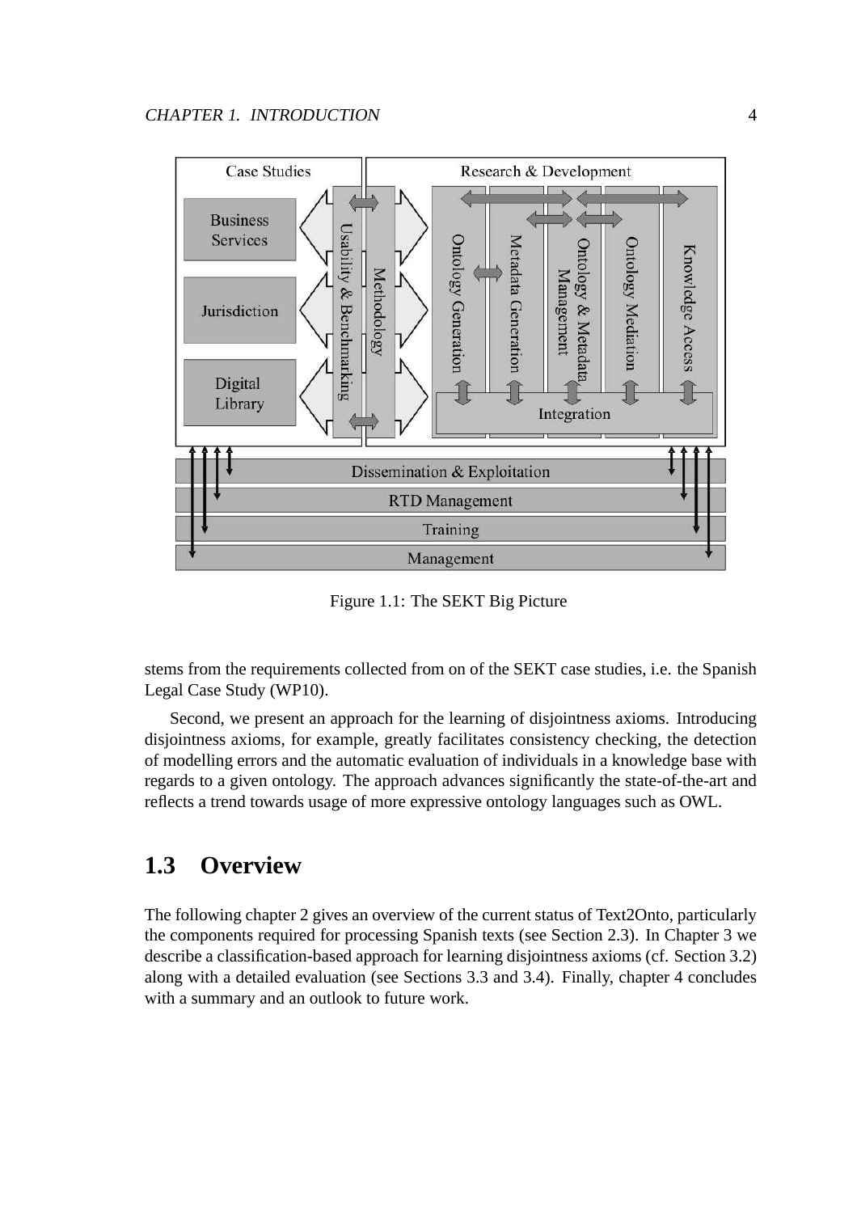Figure 1.1: The SEKT Big Picture

stems from the requirements collected from on of the SEKT case studies, i.e. the Spanish Legal Case Study (WP10).

Second, we present an approach for the learning of disjointness axioms. Introducing disjointness axioms, for example, greatly facilitates consistency checking, the detection of modelling errors and the automatic evaluation of individuals in a knowledge base with regards to a given ontology. The approach advances significantly the state-of-the-art and reflects a trend towards usage of more expressive ontology languages such as OWL.

## 1.3 Overview

The following chapter 2 gives an overview of the current status of Text2Onto, particularly the components required for processing Spanish texts (see Section 2.3). In Chapter 3 we describe a classification-based approach for learning disjointness axioms (cf. Section 3.2) along with a detailed evaluation (see Sections 3.3 and 3.4). Finally, chapter 4 concludes with a summary and an outlook to future work.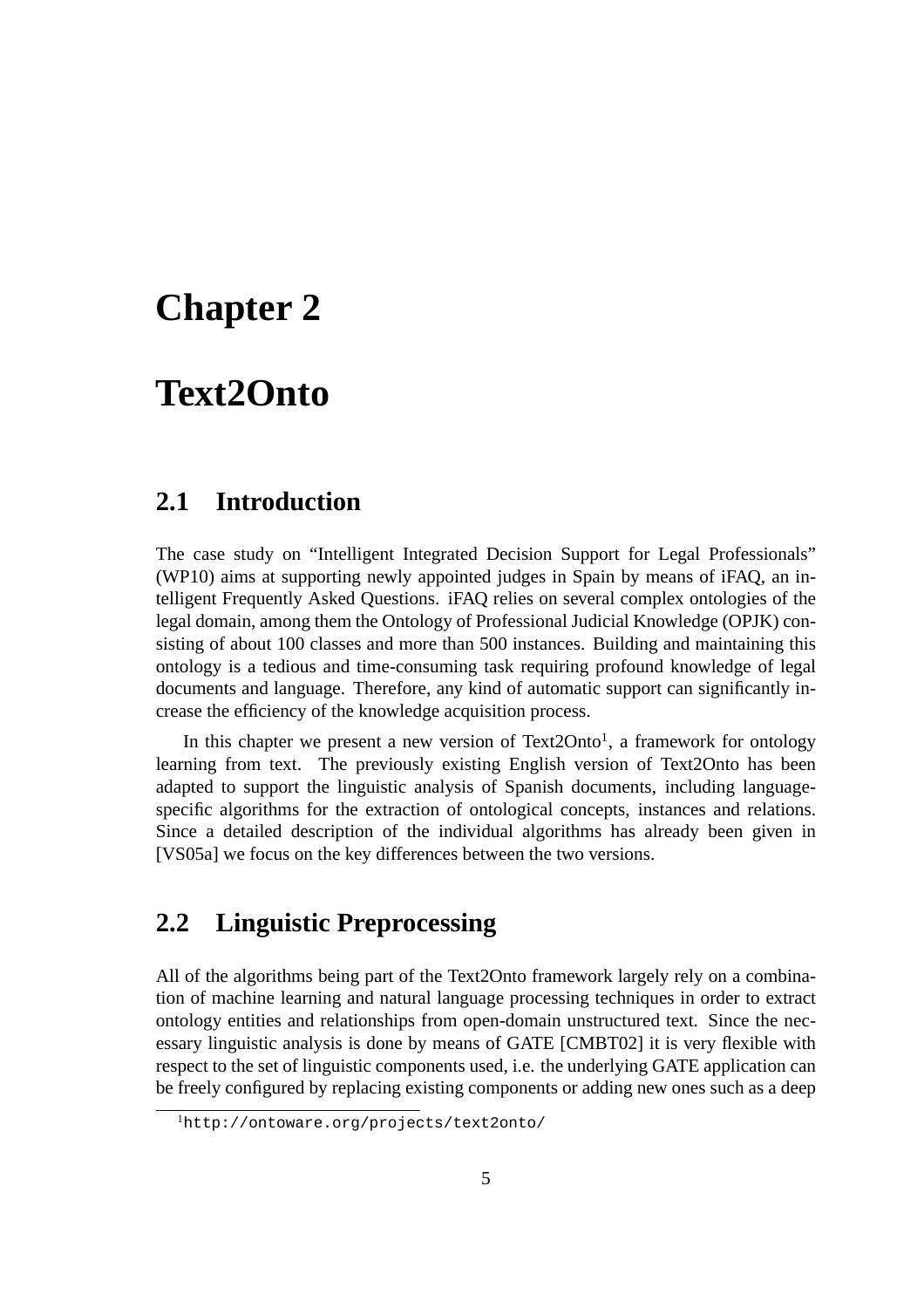# Chapter 2

# Text2Onto

## 2.1 Introduction

The case study on "Intelligent Integrated Decision Support for Legal Professionals" (WP10) aims at supporting newly appointed judges in Spain by means of iFAQ, an intelligent Frequently Asked Questions. iFAQ relies on several complex ontologies of the legal domain, among them the Ontology of Professional Judicial Knowledge (OPJK) consisting of about 100 classes and more than 500 instances. Building and maintaining this ontology is a tedious and time-consuming task requiring profound knowledge of legal documents and language. Therefore, any kind of automatic support can significantly increase the efficiency of the knowledge acquisition process.

In this chapter we present a new version of Text2Onto[1], a framework for ontology learning from text. The previously existing English version of Text2Onto has been adapted to support the linguistic analysis of Spanish documents, including language-specific algorithms for the extraction of ontological concepts, instances and relations. Since a detailed description of the individual algorithms has already been given in [VS05a] we focus on the key differences between the two versions.

## 2.2 Linguistic Preprocessing

All of the algorithms being part of the Text2Onto framework largely rely on a combination of machine learning and natural language processing techniques in order to extract ontology entities and relationships from open-domain unstructured text. Since the necessary linguistic analysis is done by means of GATE [CMBT02] it is very flexible with respect to the set of linguistic components used, i.e. the underlying GATE application can be freely configured by replacing existing components or adding new ones such as a deep

[1] http://ontoware.org/projects/text2onto/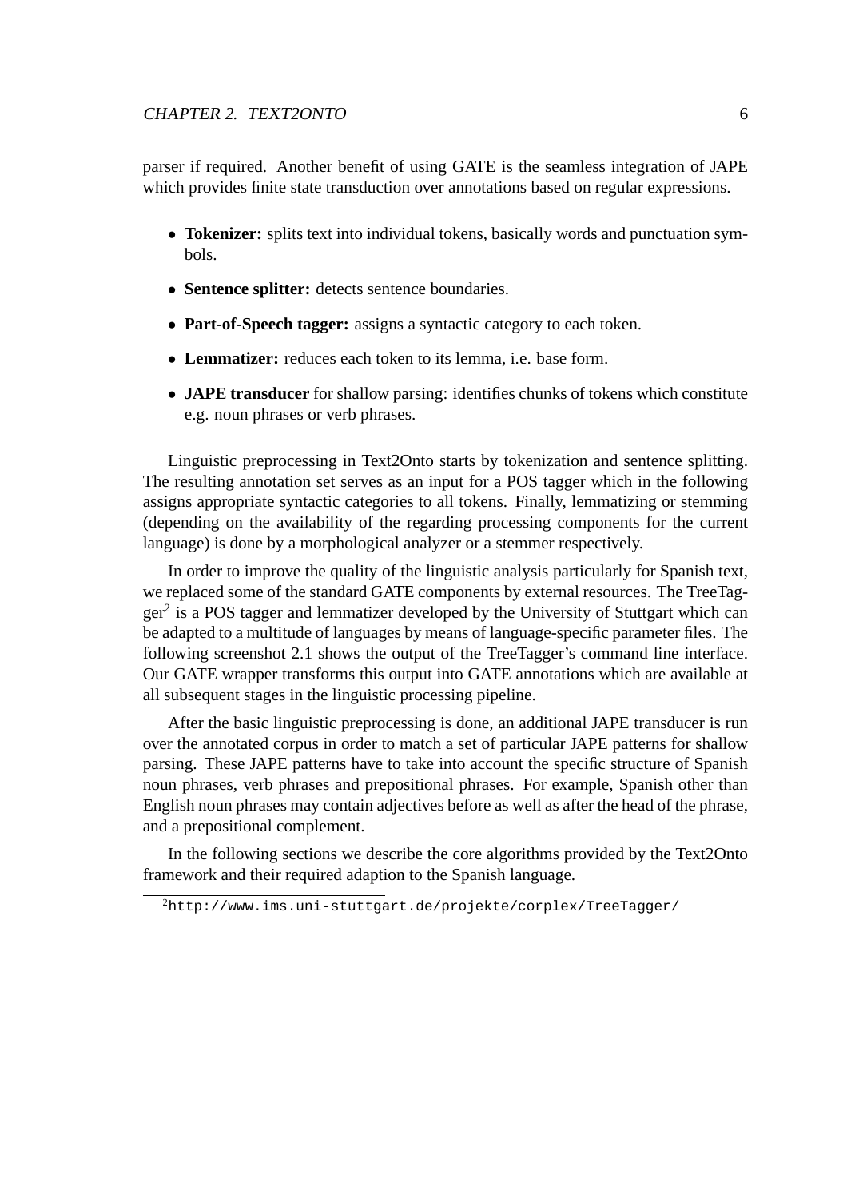parser if required. Another benefit of using GATE is the seamless integration of JAPE which provides finite state transduction over annotations based on regular expressions.

- **Tokenizer:** splits text into individual tokens, basically words and punctuation symbols.
- **Sentence splitter:** detects sentence boundaries.
- **Part-of-Speech tagger:** assigns a syntactic category to each token.
- **Lemmatizer:** reduces each token to its lemma, i.e. base form.
- **JAPE transducer** for shallow parsing: identifies chunks of tokens which constitute e.g. noun phrases or verb phrases.

Linguistic preprocessing in Text2Onto starts by tokenization and sentence splitting. The resulting annotation set serves as an input for a POS tagger which in the following assigns appropriate syntactic categories to all tokens. Finally, lemmatizing or stemming (depending on the availability of the regarding processing components for the current language) is done by a morphological analyzer or a stemmer respectively.

In order to improve the quality of the linguistic analysis particularly for Spanish text, we replaced some of the standard GATE components by external resources. The TreeTagger[2] is a POS tagger and lemmatizer developed by the University of Stuttgart which can be adapted to a multitude of languages by means of language-specific parameter files. The following screenshot 2.1 shows the output of the TreeTagger's command line interface. Our GATE wrapper transforms this output into GATE annotations which are available at all subsequent stages in the linguistic processing pipeline.

After the basic linguistic preprocessing is done, an additional JAPE transducer is run over the annotated corpus in order to match a set of particular JAPE patterns for shallow parsing. These JAPE patterns have to take into account the specific structure of Spanish noun phrases, verb phrases and prepositional phrases. For example, Spanish other than English noun phrases may contain adjectives before as well as after the head of the phrase, and a prepositional complement.

In the following sections we describe the core algorithms provided by the Text2Onto framework and their required adaption to the Spanish language.

[2] http://www.ims.uni-stuttgart.de/projekte/corplex/TreeTagger/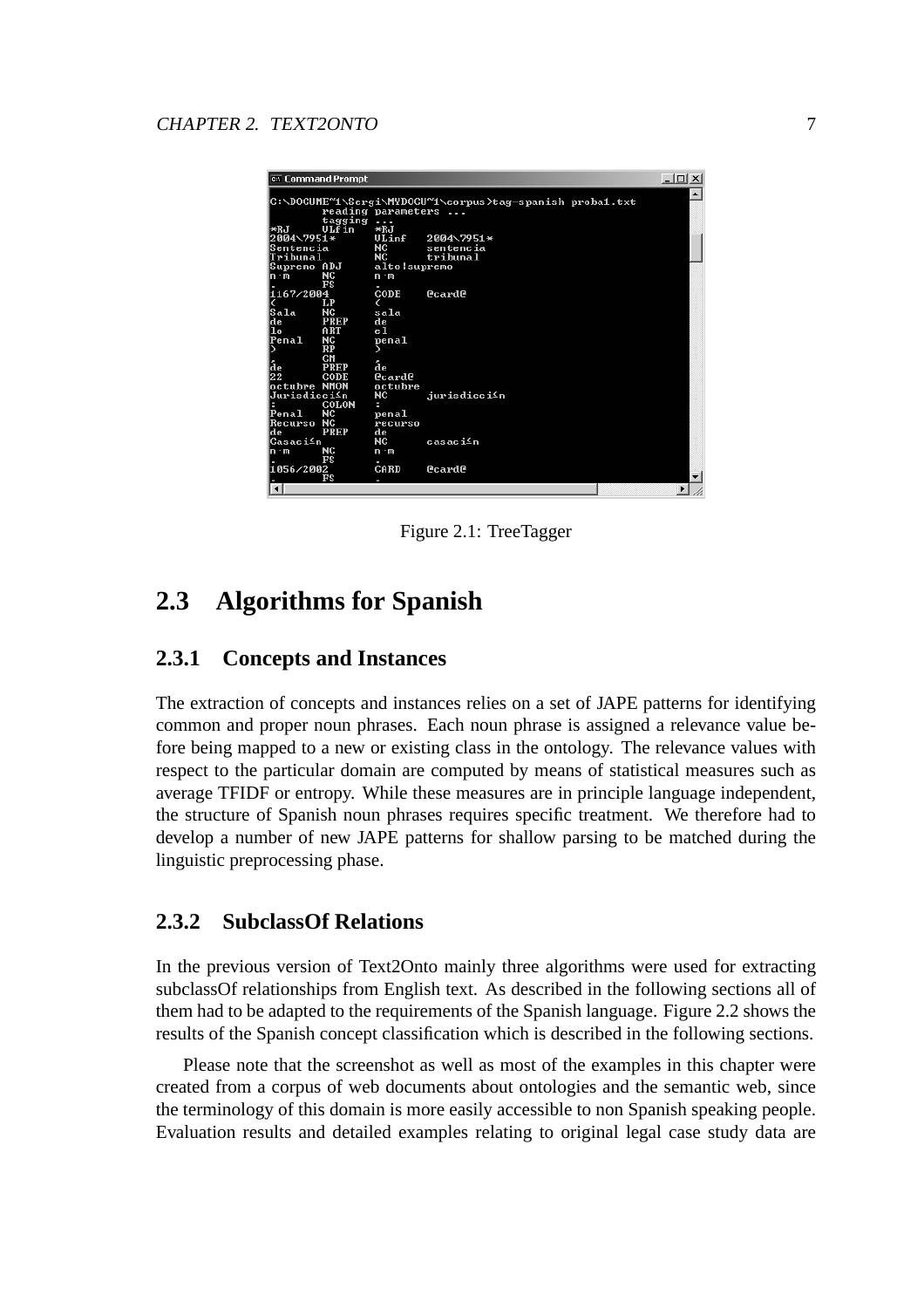Figure 2.1: TreeTagger

## 2.3 Algorithms for Spanish

### 2.3.1 Concepts and Instances

The extraction of concepts and instances relies on a set of JAPE patterns for identifying common and proper noun phrases. Each noun phrase is assigned a relevance value before being mapped to a new or existing class in the ontology. The relevance values with respect to the particular domain are computed by means of statistical measures such as average TFIDF or entropy. While these measures are in principle language independent, the structure of Spanish noun phrases requires specific treatment. We therefore had to develop a number of new JAPE patterns for shallow parsing to be matched during the linguistic preprocessing phase.

### 2.3.2 SubclassOf Relations

In the previous version of Text2Onto mainly three algorithms were used for extracting subclassOf relationships from English text. As described in the following sections all of them had to be adapted to the requirements of the Spanish language. Figure 2.2 shows the results of the Spanish concept classification which is described in the following sections.

Please note that the screenshot as well as most of the examples in this chapter were created from a corpus of web documents about ontologies and the semantic web, since the terminology of this domain is more easily accessible to non Spanish speaking people. Evaluation results and detailed examples relating to original legal case study data are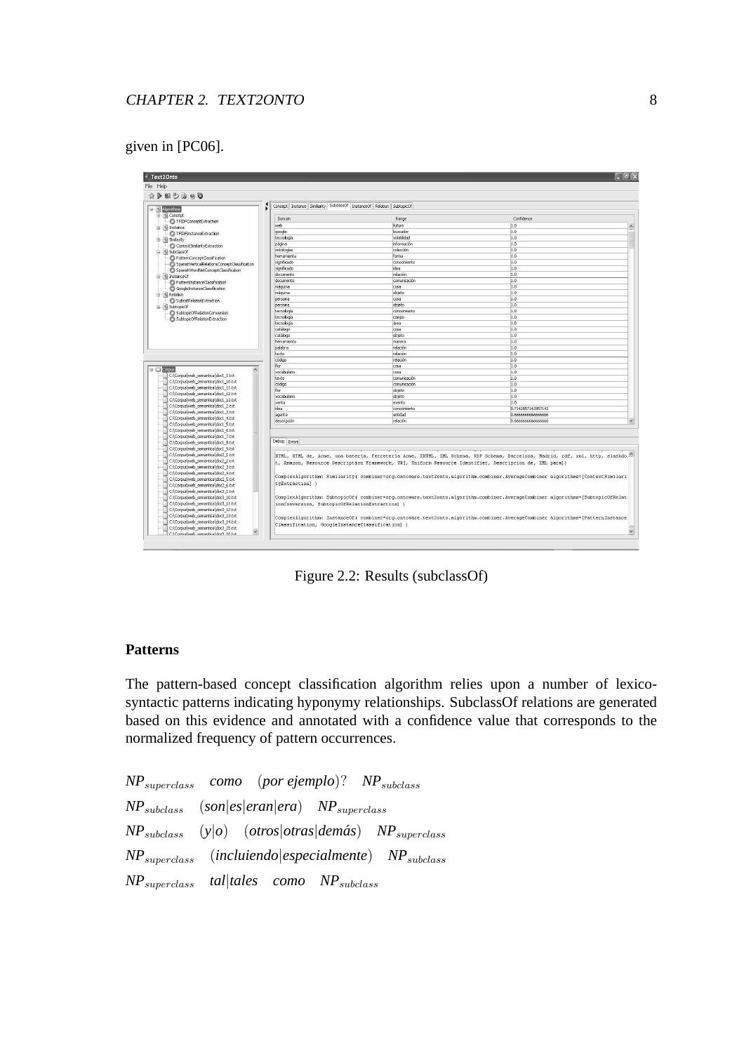given in [PC06].

Figure 2.2: Results (subclassOf)

### Patterns

The pattern-based concept classification algorithm relies upon a number of lexico-syntactic patterns indicating hyponymy relationships. SubclassOf relations are generated based on this evidence and annotated with a confidence value that corresponds to the normalized frequency of pattern occurrences.

$NP_{superclass}$ *como* (*por ejemplo*)? $NP_{subclass}$

$NP_{subclass}$ (*son*|*es*|*eran*|*era*) $NP_{superclass}$

$NP_{subclass}$ (*y*|*o*) (*otros*|*otras*|*demás*) $NP_{superclass}$

$NP_{superclass}$ (*incluiendo*|*especialmente*) $NP_{subclass}$

$NP_{superclass}$ *tal*|*tales* *como* $NP_{subclass}$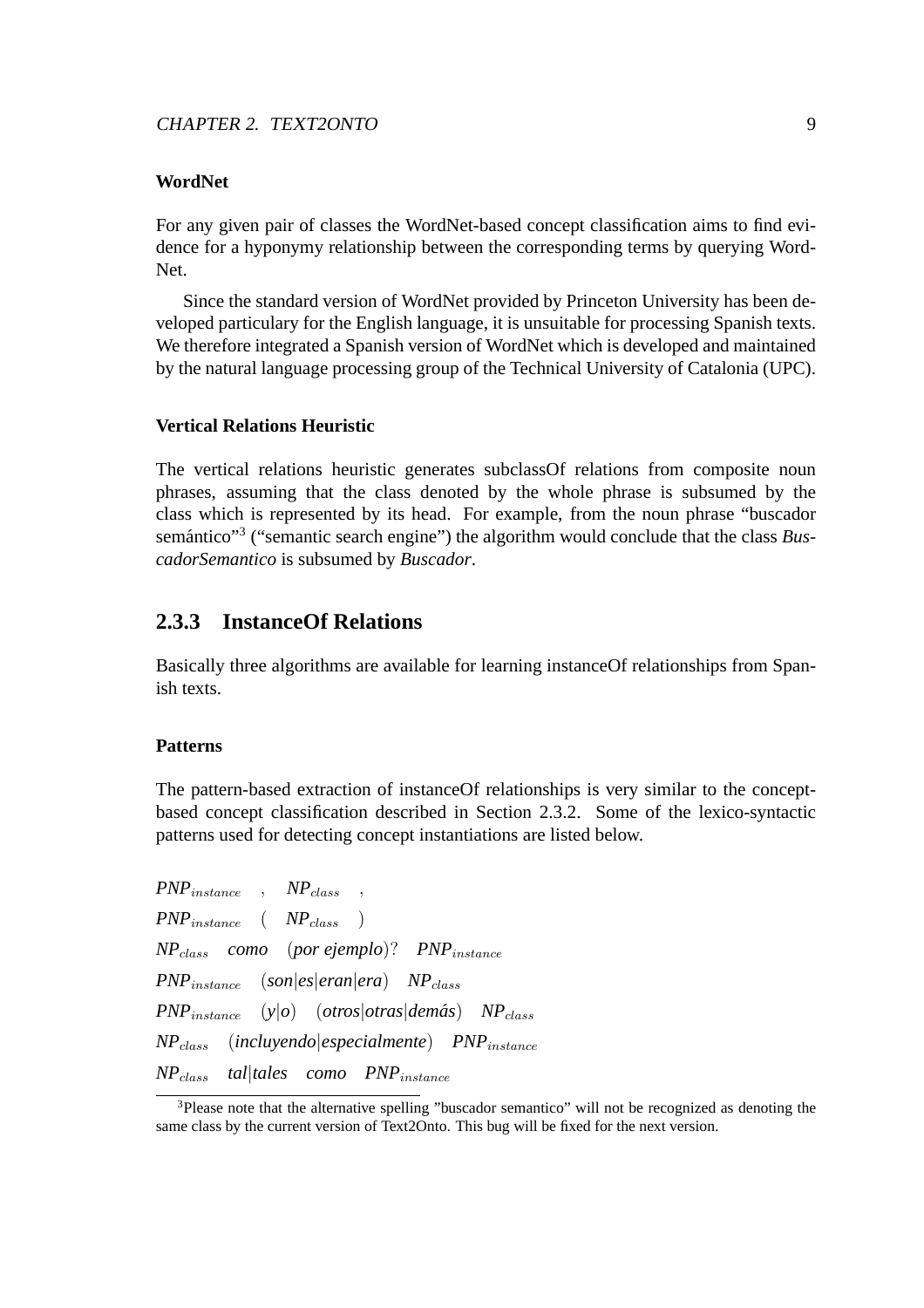#### WordNet

For any given pair of classes the WordNet-based concept classification aims to find evidence for a hyponymy relationship between the corresponding terms by querying WordNet.

Since the standard version of WordNet provided by Princeton University has been developed particulary for the English language, it is unsuitable for processing Spanish texts. We therefore integrated a Spanish version of WordNet which is developed and maintained by the natural language processing group of the Technical University of Catalonia (UPC).

#### Vertical Relations Heuristic

The vertical relations heuristic generates subclassOf relations from composite noun phrases, assuming that the class denoted by the whole phrase is subsumed by the class which is represented by its head. For example, from the noun phrase "buscador semántico"[3] ("semantic search engine") the algorithm would conclude that the class *BuscadorSemantico* is subsumed by *Buscador*.

### 2.3.3 InstanceOf Relations

Basically three algorithms are available for learning instanceOf relationships from Spanish texts.

#### Patterns

The pattern-based extraction of instanceOf relationships is very similar to the concept-based concept classification described in Section 2.3.2. Some of the lexico-syntactic patterns used for detecting concept instantiations are listed below.

$PNP_{instance}$ , $NP_{class}$ ,
$PNP_{instance}$ ( $NP_{class}$ )
$NP_{class}$ *como* (*por ejemplo*)? $PNP_{instance}$
$PNP_{instance}$ (*son*|*es*|*eran*|*era*) $NP_{class}$
$PNP_{instance}$ (*y*|*o*) (*otros*|*otras*|*demás*) $NP_{class}$
$NP_{class}$ (*incluyendo*|*especialmente*) $PNP_{instance}$
$NP_{class}$ *tal*|*tales* *como* $PNP_{instance}$

[3] Please note that the alternative spelling "buscador semantico" will not be recognized as denoting the same class by the current version of Text2Onto. This bug will be fixed for the next version.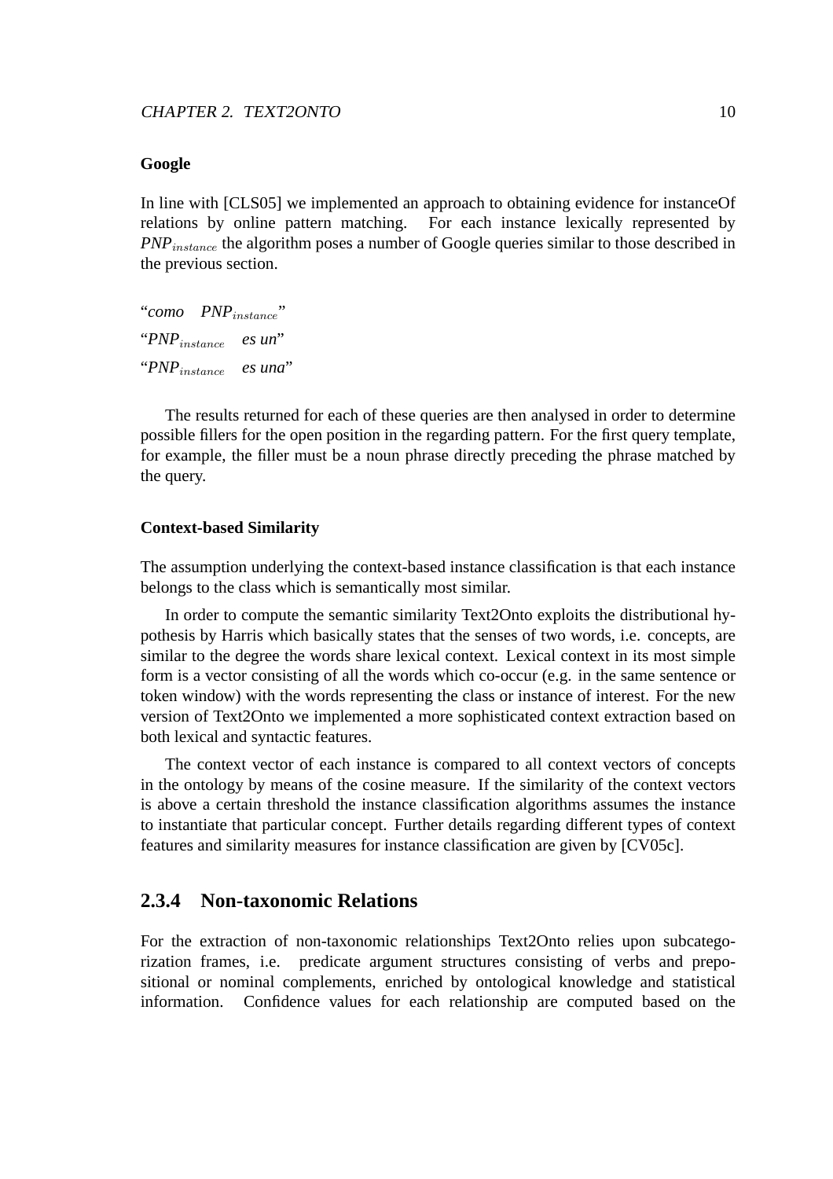**Google**

In line with [CLS05] we implemented an approach to obtaining evidence for instanceOf relations by online pattern matching. For each instance lexically represented by $PNP_{instance}$ the algorithm poses a number of Google queries similar to those described in the previous section.

"*como* $PNP_{instance}$"

"$PNP_{instance}$ *es un*"

"$PNP_{instance}$ *es una*"

The results returned for each of these queries are then analysed in order to determine possible fillers for the open position in the regarding pattern. For the first query template, for example, the filler must be a noun phrase directly preceding the phrase matched by the query.

**Context-based Similarity**

The assumption underlying the context-based instance classification is that each instance belongs to the class which is semantically most similar.

In order to compute the semantic similarity Text2Onto exploits the distributional hypothesis by Harris which basically states that the senses of two words, i.e. concepts, are similar to the degree the words share lexical context. Lexical context in its most simple form is a vector consisting of all the words which co-occur (e.g. in the same sentence or token window) with the words representing the class or instance of interest. For the new version of Text2Onto we implemented a more sophisticated context extraction based on both lexical and syntactic features.

The context vector of each instance is compared to all context vectors of concepts in the ontology by means of the cosine measure. If the similarity of the context vectors is above a certain threshold the instance classification algorithms assumes the instance to instantiate that particular concept. Further details regarding different types of context features and similarity measures for instance classification are given by [CV05c].

### 2.3.4 Non-taxonomic Relations

For the extraction of non-taxonomic relationships Text2Onto relies upon subcategorization frames, i.e. predicate argument structures consisting of verbs and prepositional or nominal complements, enriched by ontological knowledge and statistical information. Confidence values for each relationship are computed based on the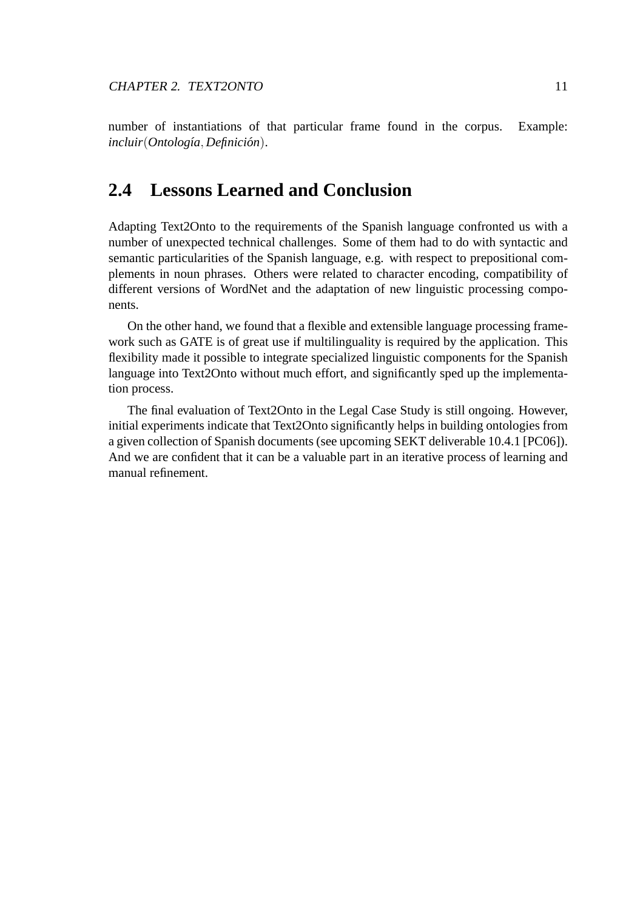number of instantiations of that particular frame found in the corpus. Example: *incluir*(*Ontología*, *Definición*).

## 2.4 Lessons Learned and Conclusion

Adapting Text2Onto to the requirements of the Spanish language confronted us with a number of unexpected technical challenges. Some of them had to do with syntactic and semantic particularities of the Spanish language, e.g. with respect to prepositional complements in noun phrases. Others were related to character encoding, compatibility of different versions of WordNet and the adaptation of new linguistic processing components.

On the other hand, we found that a flexible and extensible language processing framework such as GATE is of great use if multilinguality is required by the application. This flexibility made it possible to integrate specialized linguistic components for the Spanish language into Text2Onto without much effort, and significantly sped up the implementation process.

The final evaluation of Text2Onto in the Legal Case Study is still ongoing. However, initial experiments indicate that Text2Onto significantly helps in building ontologies from a given collection of Spanish documents (see upcoming SEKT deliverable 10.4.1 [PC06]). And we are confident that it can be a valuable part in an iterative process of learning and manual refinement.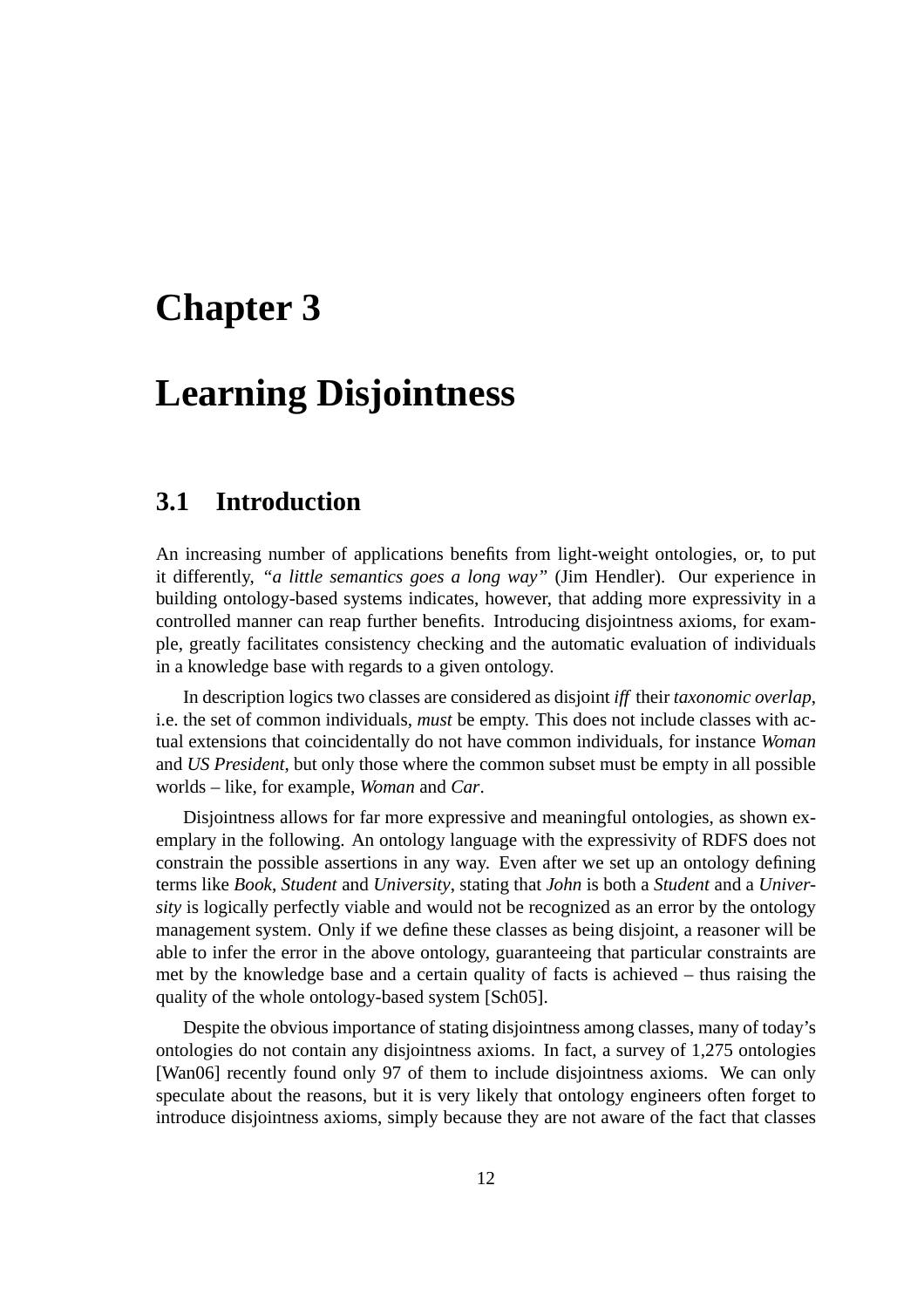# Chapter 3

# Learning Disjointness

## 3.1 Introduction

An increasing number of applications benefits from light-weight ontologies, or, to put it differently, *"a little semantics goes a long way"* (Jim Hendler). Our experience in building ontology-based systems indicates, however, that adding more expressivity in a controlled manner can reap further benefits. Introducing disjointness axioms, for example, greatly facilitates consistency checking and the automatic evaluation of individuals in a knowledge base with regards to a given ontology.

In description logics two classes are considered as disjoint *iff* their *taxonomic overlap*, i.e. the set of common individuals, *must* be empty. This does not include classes with actual extensions that coincidentally do not have common individuals, for instance *Woman* and *US President*, but only those where the common subset must be empty in all possible worlds – like, for example, *Woman* and *Car*.

Disjointness allows for far more expressive and meaningful ontologies, as shown exemplary in the following. An ontology language with the expressivity of RDFS does not constrain the possible assertions in any way. Even after we set up an ontology defining terms like *Book*, *Student* and *University*, stating that *John* is both a *Student* and a *University* is logically perfectly viable and would not be recognized as an error by the ontology management system. Only if we define these classes as being disjoint, a reasoner will be able to infer the error in the above ontology, guaranteeing that particular constraints are met by the knowledge base and a certain quality of facts is achieved – thus raising the quality of the whole ontology-based system [Sch05].

Despite the obvious importance of stating disjointness among classes, many of today's ontologies do not contain any disjointness axioms. In fact, a survey of 1,275 ontologies [Wan06] recently found only 97 of them to include disjointness axioms. We can only speculate about the reasons, but it is very likely that ontology engineers often forget to introduce disjointness axioms, simply because they are not aware of the fact that classes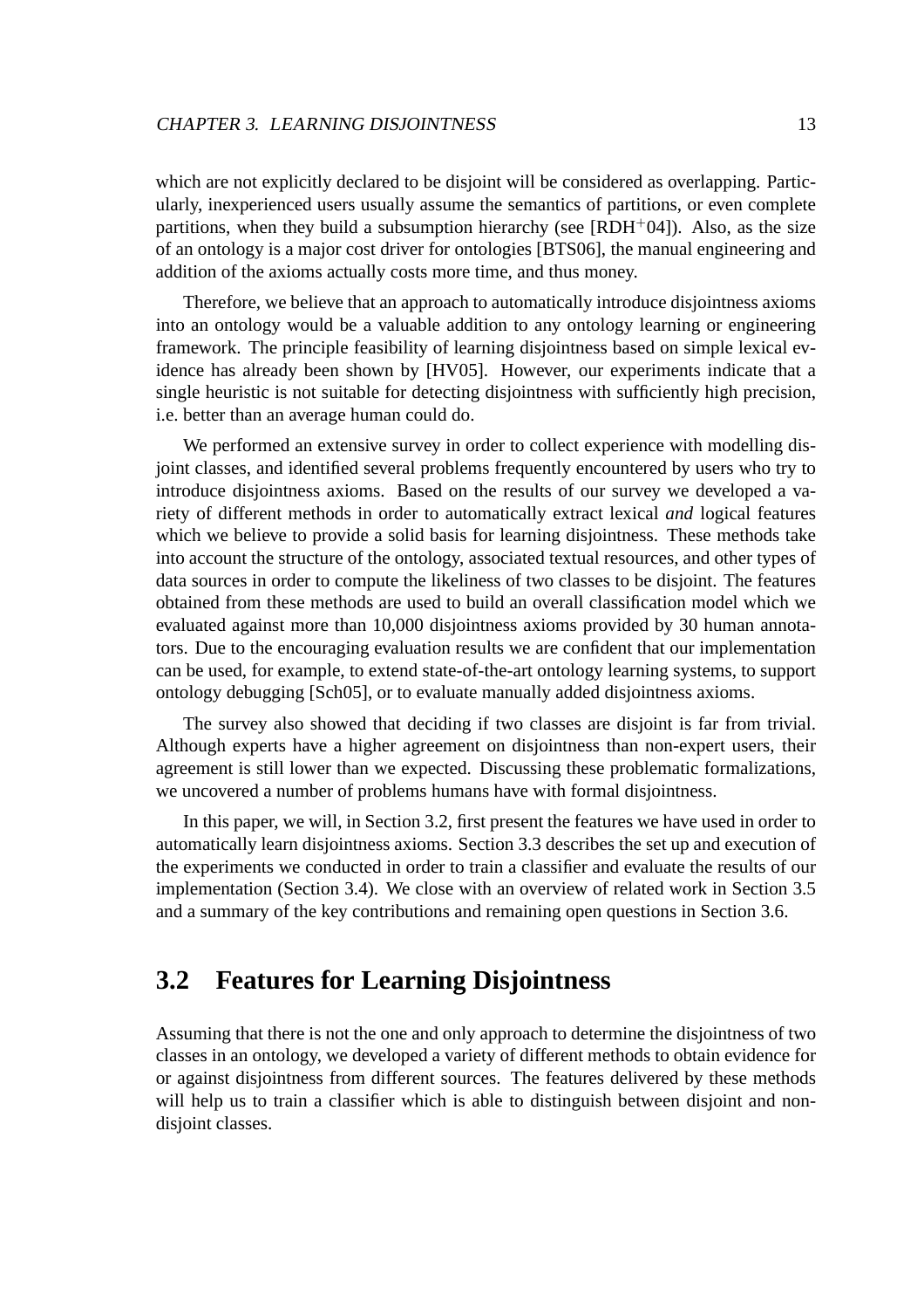which are not explicitly declared to be disjoint will be considered as overlapping. Particularly, inexperienced users usually assume the semantics of partitions, or even complete partitions, when they build a subsumption hierarchy (see [RDH+04]). Also, as the size of an ontology is a major cost driver for ontologies [BTS06], the manual engineering and addition of the axioms actually costs more time, and thus money.

Therefore, we believe that an approach to automatically introduce disjointness axioms into an ontology would be a valuable addition to any ontology learning or engineering framework. The principle feasibility of learning disjointness based on simple lexical evidence has already been shown by [HV05]. However, our experiments indicate that a single heuristic is not suitable for detecting disjointness with sufficiently high precision, i.e. better than an average human could do.

We performed an extensive survey in order to collect experience with modelling disjoint classes, and identified several problems frequently encountered by users who try to introduce disjointness axioms. Based on the results of our survey we developed a variety of different methods in order to automatically extract lexical *and* logical features which we believe to provide a solid basis for learning disjointness. These methods take into account the structure of the ontology, associated textual resources, and other types of data sources in order to compute the likeliness of two classes to be disjoint. The features obtained from these methods are used to build an overall classification model which we evaluated against more than 10,000 disjointness axioms provided by 30 human annotators. Due to the encouraging evaluation results we are confident that our implementation can be used, for example, to extend state-of-the-art ontology learning systems, to support ontology debugging [Sch05], or to evaluate manually added disjointness axioms.

The survey also showed that deciding if two classes are disjoint is far from trivial. Although experts have a higher agreement on disjointness than non-expert users, their agreement is still lower than we expected. Discussing these problematic formalizations, we uncovered a number of problems humans have with formal disjointness.

In this paper, we will, in Section 3.2, first present the features we have used in order to automatically learn disjointness axioms. Section 3.3 describes the set up and execution of the experiments we conducted in order to train a classifier and evaluate the results of our implementation (Section 3.4). We close with an overview of related work in Section 3.5 and a summary of the key contributions and remaining open questions in Section 3.6.

## 3.2 Features for Learning Disjointness

Assuming that there is not the one and only approach to determine the disjointness of two classes in an ontology, we developed a variety of different methods to obtain evidence for or against disjointness from different sources. The features delivered by these methods will help us to train a classifier which is able to distinguish between disjoint and non-disjoint classes.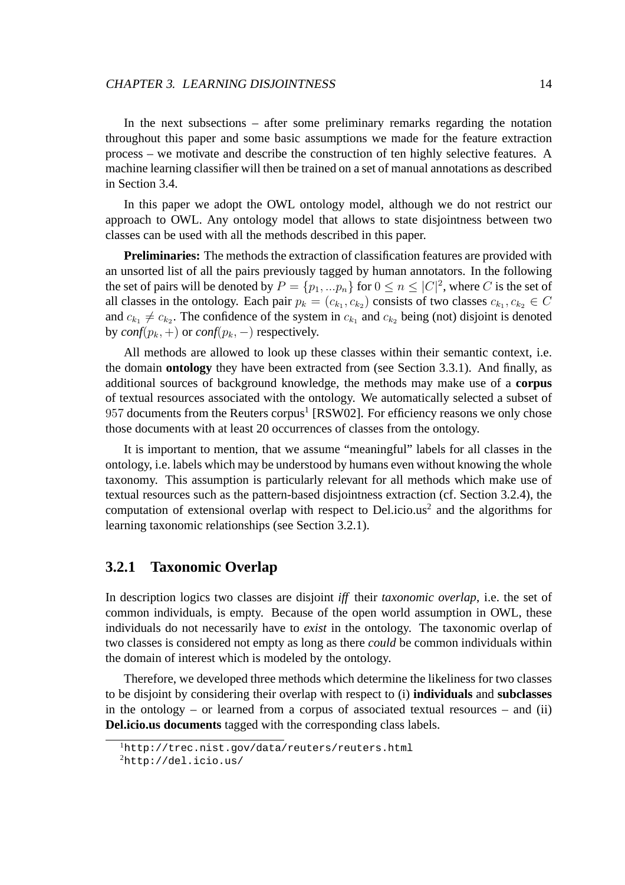In the next subsections – after some preliminary remarks regarding the notation throughout this paper and some basic assumptions we made for the feature extraction process – we motivate and describe the construction of ten highly selective features. A machine learning classifier will then be trained on a set of manual annotations as described in Section 3.4.

In this paper we adopt the OWL ontology model, although we do not restrict our approach to OWL. Any ontology model that allows to state disjointness between two classes can be used with all the methods described in this paper.

**Preliminaries:** The methods the extraction of classification features are provided with an unsorted list of all the pairs previously tagged by human annotators. In the following the set of pairs will be denoted by $P = \{p_1, ...p_n\}$ for $0 \leq n \leq |C|^2$, where $C$ is the set of all classes in the ontology. Each pair $p_k = (c_{k_1}, c_{k_2})$ consists of two classes $c_{k_1}, c_{k_2} \in C$ and $c_{k_1} \neq c_{k_2}$. The confidence of the system in $c_{k_1}$ and $c_{k_2}$ being (not) disjoint is denoted by $conf(p_k, +)$ or $conf(p_k, -)$ respectively.

All methods are allowed to look up these classes within their semantic context, i.e. the domain **ontology** they have been extracted from (see Section 3.3.1). And finally, as additional sources of background knowledge, the methods may make use of a **corpus** of textual resources associated with the ontology. We automatically selected a subset of $957$ documents from the Reuters corpus[1] [RSW02]. For efficiency reasons we only chose those documents with at least 20 occurrences of classes from the ontology.

It is important to mention, that we assume "meaningful" labels for all classes in the ontology, i.e. labels which may be understood by humans even without knowing the whole taxonomy. This assumption is particularly relevant for all methods which make use of textual resources such as the pattern-based disjointness extraction (cf. Section 3.2.4), the computation of extensional overlap with respect to Del.icio.us[2] and the algorithms for learning taxonomic relationships (see Section 3.2.1).

### 3.2.1 Taxonomic Overlap

In description logics two classes are disjoint *iff* their *taxonomic overlap*, i.e. the set of common individuals, is empty. Because of the open world assumption in OWL, these individuals do not necessarily have to *exist* in the ontology. The taxonomic overlap of two classes is considered not empty as long as there *could* be common individuals within the domain of interest which is modeled by the ontology.

Therefore, we developed three methods which determine the likeliness for two classes to be disjoint by considering their overlap with respect to (i) **individuals** and **subclasses** in the ontology – or learned from a corpus of associated textual resources – and (ii) **Del.icio.us documents** tagged with the corresponding class labels.

[1] http://trec.nist.gov/data/reuters/reuters.html

[2] http://del.icio.us/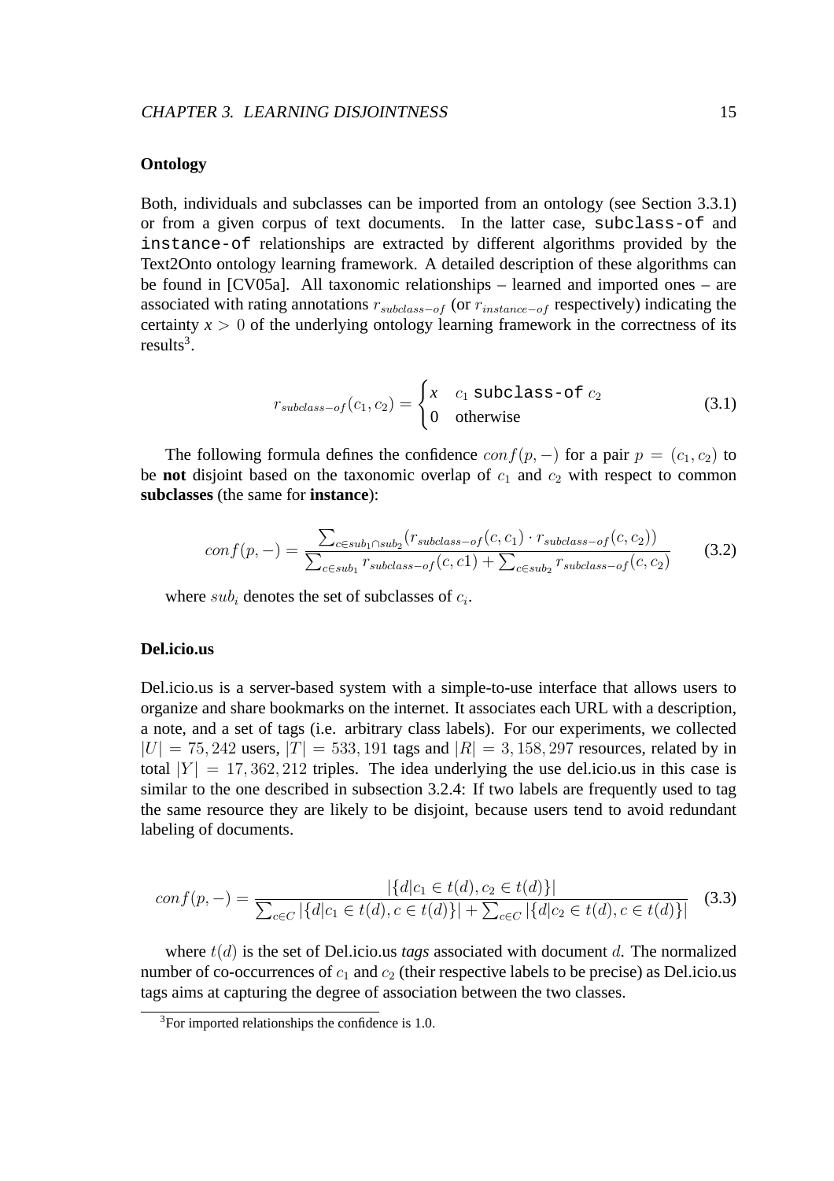### Ontology

Both, individuals and subclasses can be imported from an ontology (see Section 3.3.1) or from a given corpus of text documents. In the latter case, `subclass-of` and `instance-of` relationships are extracted by different algorithms provided by the Text2Onto ontology learning framework. A detailed description of these algorithms can be found in [CV05a]. All taxonomic relationships – learned and imported ones – are associated with rating annotations $r_{subclass-of}$ (or $r_{instance-of}$ respectively) indicating the certainty $x > 0$ of the underlying ontology learning framework in the correctness of its results[3].

$$r_{subclass-of}(c_1, c_2) = \begin{cases} x & c_1 \texttt{ subclass-of } c_2 \\ 0 & \text{otherwise} \end{cases} \tag{3.1}$$

The following formula defines the confidence $conf(p, -)$ for a pair $p = (c_1, c_2)$ to be **not** disjoint based on the taxonomic overlap of $c_1$ and $c_2$ with respect to common **subclasses** (the same for **instance**):

$$conf(p, -) = \frac{\sum_{c \in sub_1 \cap sub_2} (r_{subclass-of}(c, c_1) \cdot r_{subclass-of}(c, c_2))}{\sum_{c \in sub_1} r_{subclass-of}(c, c1) + \sum_{c \in sub_2} r_{subclass-of}(c, c_2)} \tag{3.2}$$

where $sub_i$ denotes the set of subclasses of $c_i$.

### Del.icio.us

Del.icio.us is a server-based system with a simple-to-use interface that allows users to organize and share bookmarks on the internet. It associates each URL with a description, a note, and a set of tags (i.e. arbitrary class labels). For our experiments, we collected $|U| = 75,242$ users, $|T| = 533,191$ tags and $|R| = 3,158,297$ resources, related by in total $|Y| = 17,362,212$ triples. The idea underlying the use del.icio.us in this case is similar to the one described in subsection 3.2.4: If two labels are frequently used to tag the same resource they are likely to be disjoint, because users tend to avoid redundant labeling of documents.

$$conf(p, -) = \frac{|\{d | c_1 \in t(d), c_2 \in t(d)\}|}{\sum_{c \in C} |\{d | c_1 \in t(d), c \in t(d)\}| + \sum_{c \in C} |\{d | c_2 \in t(d), c \in t(d)\}|} \tag{3.3}$$

where $t(d)$ is the set of Del.icio.us *tags* associated with document $d$. The normalized number of co-occurrences of $c_1$ and $c_2$ (their respective labels to be precise) as Del.icio.us tags aims at capturing the degree of association between the two classes.

[3] For imported relationships the confidence is 1.0.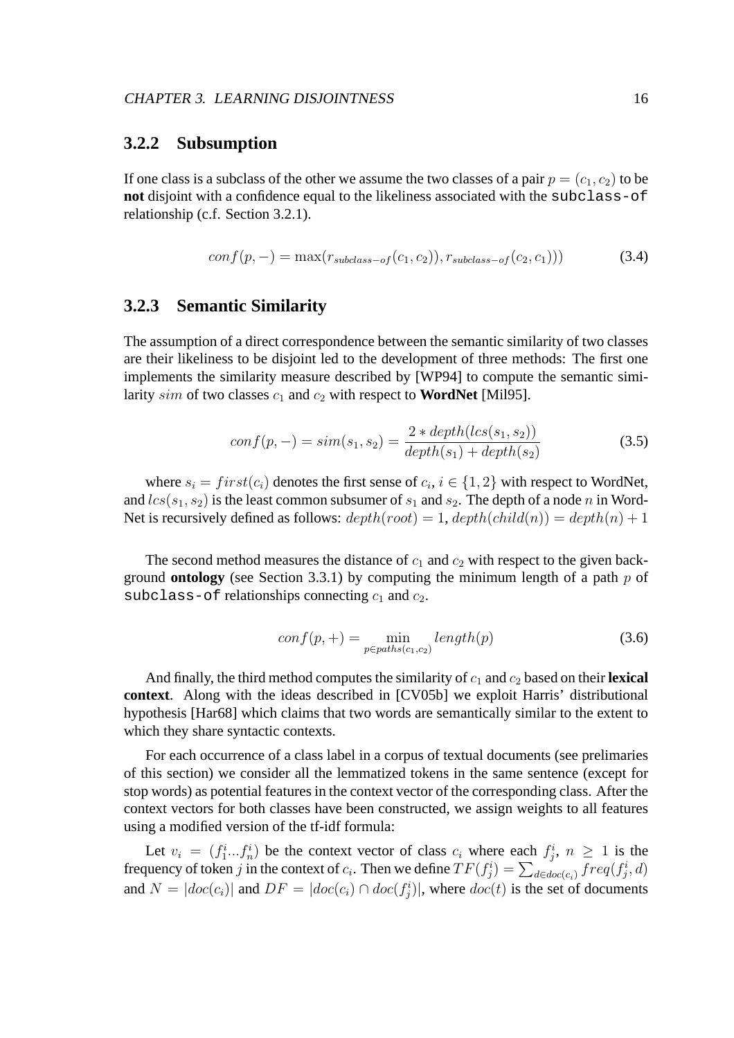### 3.2.2 Subsumption

If one class is a subclass of the other we assume the two classes of a pair $p = (c_1, c_2)$ to be **not** disjoint with a confidence equal to the likeliness associated with the `subclass-of` relationship (c.f. Section 3.2.1).

$$conf(p, -) = \max(r_{subclass-of}(c_1, c_2)), r_{subclass-of}(c_2, c_1))) \tag{3.4}$$

### 3.2.3 Semantic Similarity

The assumption of a direct correspondence between the semantic similarity of two classes are their likeliness to be disjoint led to the development of three methods: The first one implements the similarity measure described by [WP94] to compute the semantic similarity $sim$ of two classes $c_1$ and $c_2$ with respect to **WordNet** [Mil95].

$$conf(p, -) = sim(s_1, s_2) = \frac{2 * depth(lcs(s_1, s_2))}{depth(s_1) + depth(s_2)} \tag{3.5}$$

where $s_i = first(c_i)$ denotes the first sense of $c_i$, $i \in \{1, 2\}$ with respect to WordNet, and $lcs(s_1, s_2)$ is the least common subsumer of $s_1$ and $s_2$. The depth of a node $n$ in WordNet is recursively defined as follows: $depth(root) = 1$, $depth(child(n)) = depth(n) + 1$

The second method measures the distance of $c_1$ and $c_2$ with respect to the given background **ontology** (see Section 3.3.1) by computing the minimum length of a path $p$ of `subclass-of` relationships connecting $c_1$ and $c_2$.

$$conf(p, +) = \min_{p \in paths(c_1, c_2)} length(p) \tag{3.6}$$

And finally, the third method computes the similarity of $c_1$ and $c_2$ based on their **lexical context**. Along with the ideas described in [CV05b] we exploit Harris' distributional hypothesis [Har68] which claims that two words are semantically similar to the extent to which they share syntactic contexts.

For each occurrence of a class label in a corpus of textual documents (see prelimaries of this section) we consider all the lemmatized tokens in the same sentence (except for stop words) as potential features in the context vector of the corresponding class. After the context vectors for both classes have been constructed, we assign weights to all features using a modified version of the tf-idf formula:

Let $v_i = (f_1^i ... f_n^i)$ be the context vector of class $c_i$ where each $f_j^i$, $n \geq 1$ is the frequency of token $j$ in the context of $c_i$. Then we define $TF(f_j^i) = \sum_{d \in doc(c_i)} freq(f_j^i, d)$ and $N = |doc(c_i)|$ and $DF = |doc(c_i) \cap doc(f_j^i)|$, where $doc(t)$ is the set of documents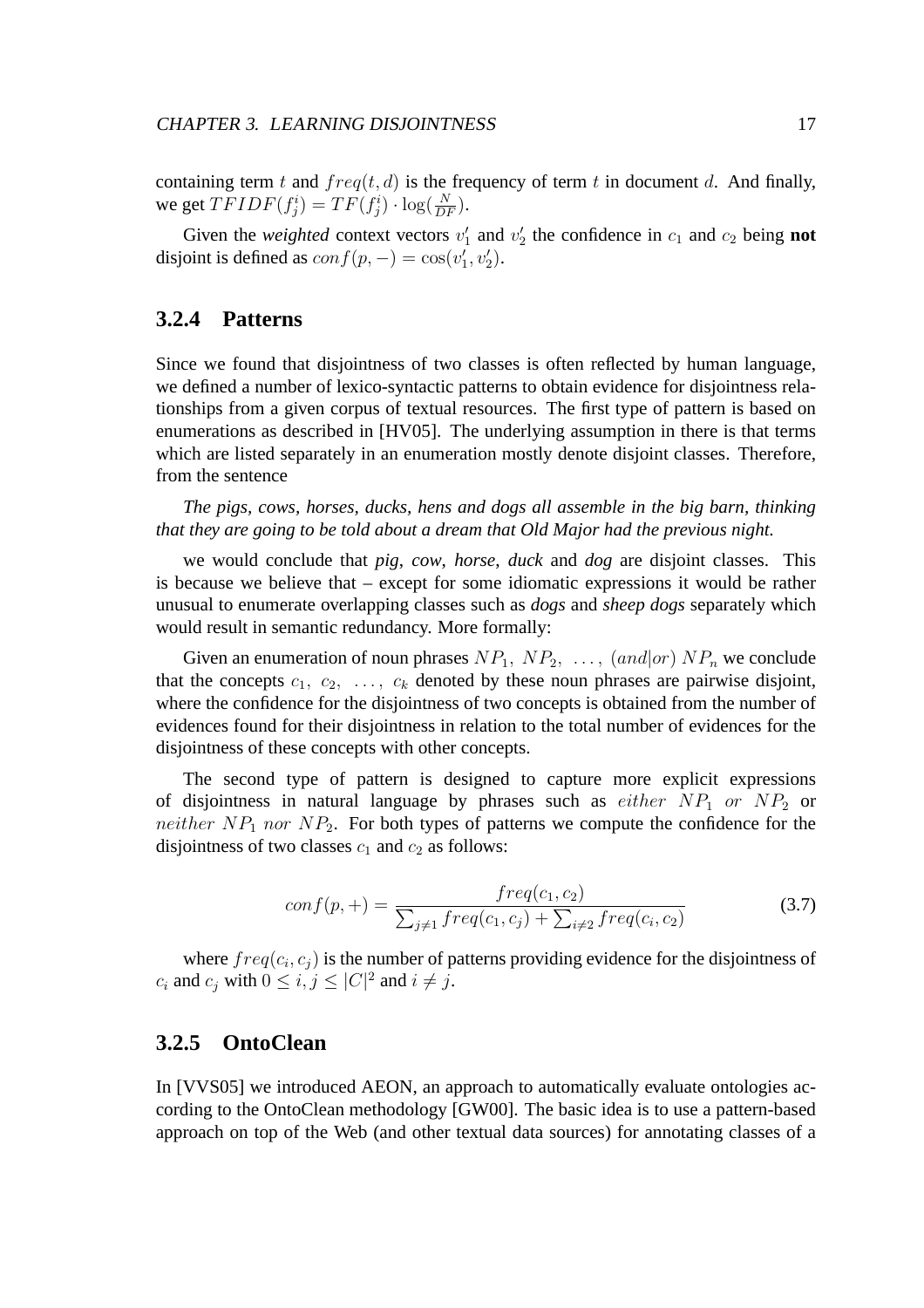containing term $t$ and $freq(t, d)$ is the frequency of term $t$ in document $d$. And finally, we get $TFIDF(f_j^i) = TF(f_j^i) \cdot \log(\frac{N}{DF})$.

Given the *weighted* context vectors $v_1'$ and $v_2'$ the confidence in $c_1$ and $c_2$ being **not** disjoint is defined as $conf(p, -) = \cos(v_1', v_2')$.

### 3.2.4 Patterns

Since we found that disjointness of two classes is often reflected by human language, we defined a number of lexico-syntactic patterns to obtain evidence for disjointness relationships from a given corpus of textual resources. The first type of pattern is based on enumerations as described in [HV05]. The underlying assumption in there is that terms which are listed separately in an enumeration mostly denote disjoint classes. Therefore, from the sentence

*The pigs, cows, horses, ducks, hens and dogs all assemble in the big barn, thinking that they are going to be told about a dream that Old Major had the previous night.*

we would conclude that *pig*, *cow*, *horse*, *duck* and *dog* are disjoint classes. This is because we believe that – except for some idiomatic expressions it would be rather unusual to enumerate overlapping classes such as *dogs* and *sheep dogs* separately which would result in semantic redundancy. More formally:

Given an enumeration of noun phrases $NP_1,\ NP_2,\ \ldots,\ (and|or)\ NP_n$ we conclude that the concepts $c_1,\ c_2,\ \ldots,\ c_k$ denoted by these noun phrases are pairwise disjoint, where the confidence for the disjointness of two concepts is obtained from the number of evidences found for their disjointness in relation to the total number of evidences for the disjointness of these concepts with other concepts.

The second type of pattern is designed to capture more explicit expressions of disjointness in natural language by phrases such as $either\ NP_1\ or\ NP_2$ or $neither\ NP_1\ nor\ NP_2$. For both types of patterns we compute the confidence for the disjointness of two classes $c_1$ and $c_2$ as follows:

$$conf(p, +) = \frac{freq(c_1, c_2)}{\sum_{j \neq 1} freq(c_1, c_j) + \sum_{i \neq 2} freq(c_i, c_2)} \tag{3.7}$$

where $freq(c_i, c_j)$ is the number of patterns providing evidence for the disjointness of $c_i$ and $c_j$ with $0 \leq i, j \leq |C|^2$ and $i \neq j$.

### 3.2.5 OntoClean

In [VVS05] we introduced AEON, an approach to automatically evaluate ontologies according to the OntoClean methodology [GW00]. The basic idea is to use a pattern-based approach on top of the Web (and other textual data sources) for annotating classes of a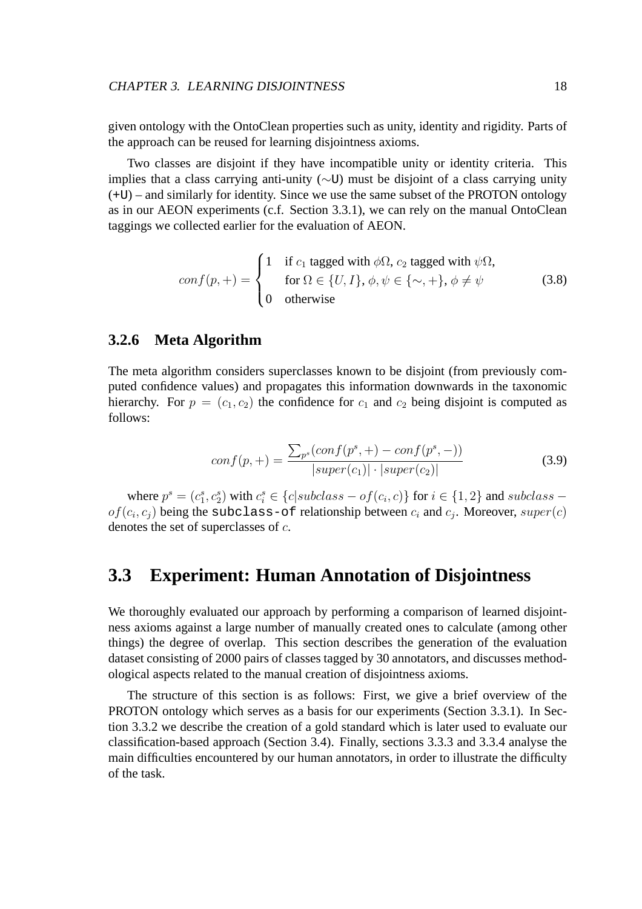given ontology with the OntoClean properties such as unity, identity and rigidity. Parts of the approach can be reused for learning disjointness axioms.

Two classes are disjoint if they have incompatible unity or identity criteria. This implies that a class carrying anti-unity (∼U) must be disjoint of a class carrying unity (+U) – and similarly for identity. Since we use the same subset of the PROTON ontology as in our AEON experiments (c.f. Section 3.3.1), we can rely on the manual OntoClean taggings we collected earlier for the evaluation of AEON.

$$conf(p,+) = \begin{cases} 1 & \text{if } c_1 \text{ tagged with } \phi\Omega,\ c_2 \text{ tagged with } \psi\Omega, \\ & \text{for } \Omega \in \{U, I\},\ \phi, \psi \in \{\sim, +\},\ \phi \neq \psi \\ 0 & \text{otherwise} \end{cases} \tag{3.8}$$

### 3.2.6 Meta Algorithm

The meta algorithm considers superclasses known to be disjoint (from previously computed confidence values) and propagates this information downwards in the taxonomic hierarchy. For $p = (c_1, c_2)$ the confidence for $c_1$ and $c_2$ being disjoint is computed as follows:

$$conf(p,+) = \frac{\sum_{p^s}(conf(p^s,+) - conf(p^s,-))}{|super(c_1)| \cdot |super(c_2)|} \tag{3.9}$$

where $p^s = (c_1^s, c_2^s)$ with $c_i^s \in \{c | subclass-of(c_i, c)\}$ for $i \in \{1, 2\}$ and $subclass-of(c_i, c_j)$ being the `subclass-of` relationship between $c_i$ and $c_j$. Moreover, $super(c)$ denotes the set of superclasses of $c$.

## 3.3 Experiment: Human Annotation of Disjointness

We thoroughly evaluated our approach by performing a comparison of learned disjointness axioms against a large number of manually created ones to calculate (among other things) the degree of overlap. This section describes the generation of the evaluation dataset consisting of 2000 pairs of classes tagged by 30 annotators, and discusses methodological aspects related to the manual creation of disjointness axioms.

The structure of this section is as follows: First, we give a brief overview of the PROTON ontology which serves as a basis for our experiments (Section 3.3.1). In Section 3.3.2 we describe the creation of a gold standard which is later used to evaluate our classification-based approach (Section 3.4). Finally, sections 3.3.3 and 3.3.4 analyse the main difficulties encountered by our human annotators, in order to illustrate the difficulty of the task.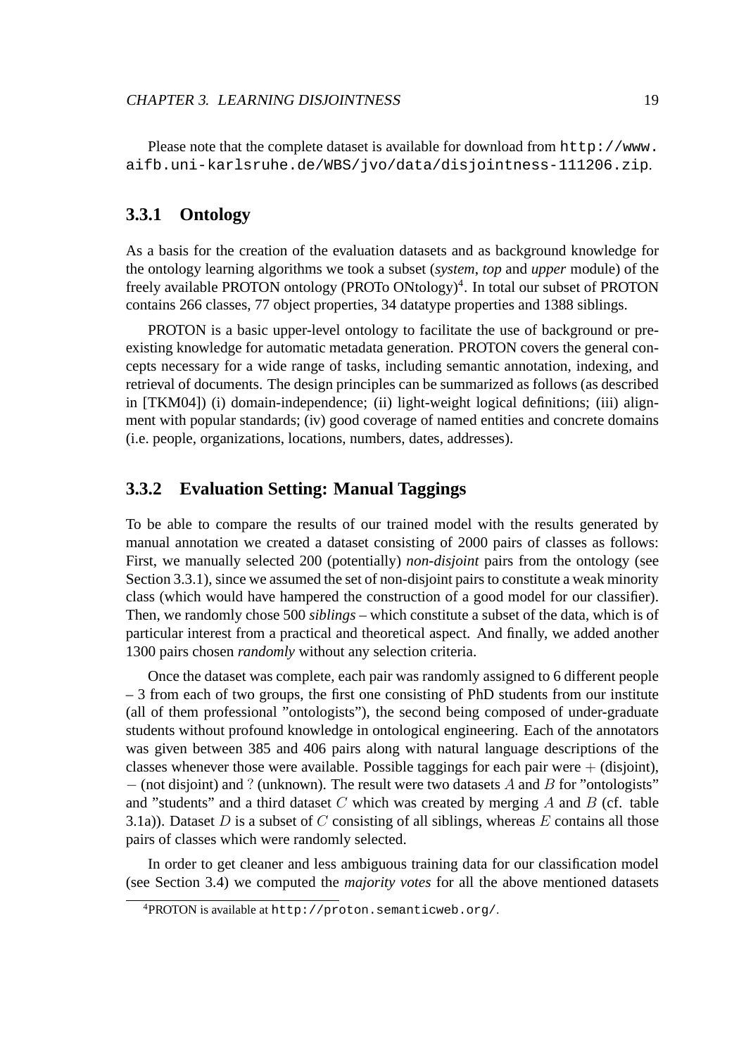Please note that the complete dataset is available for download from `http://www.aifb.uni-karlsruhe.de/WBS/jvo/data/disjointness-111206.zip`.

### 3.3.1 Ontology

As a basis for the creation of the evaluation datasets and as background knowledge for the ontology learning algorithms we took a subset (*system*, *top* and *upper* module) of the freely available PROTON ontology (PROTo ONtology)[4]. In total our subset of PROTON contains 266 classes, 77 object properties, 34 datatype properties and 1388 siblings.

PROTON is a basic upper-level ontology to facilitate the use of background or pre-existing knowledge for automatic metadata generation. PROTON covers the general concepts necessary for a wide range of tasks, including semantic annotation, indexing, and retrieval of documents. The design principles can be summarized as follows (as described in [TKM04]) (i) domain-independence; (ii) light-weight logical definitions; (iii) alignment with popular standards; (iv) good coverage of named entities and concrete domains (i.e. people, organizations, locations, numbers, dates, addresses).

### 3.3.2 Evaluation Setting: Manual Taggings

To be able to compare the results of our trained model with the results generated by manual annotation we created a dataset consisting of 2000 pairs of classes as follows: First, we manually selected 200 (potentially) *non-disjoint* pairs from the ontology (see Section 3.3.1), since we assumed the set of non-disjoint pairs to constitute a weak minority class (which would have hampered the construction of a good model for our classifier). Then, we randomly chose 500 *siblings* – which constitute a subset of the data, which is of particular interest from a practical and theoretical aspect. And finally, we added another 1300 pairs chosen *randomly* without any selection criteria.

Once the dataset was complete, each pair was randomly assigned to 6 different people – 3 from each of two groups, the first one consisting of PhD students from our institute (all of them professional "ontologists"), the second being composed of under-graduate students without profound knowledge in ontological engineering. Each of the annotators was given between 385 and 406 pairs along with natural language descriptions of the classes whenever those were available. Possible taggings for each pair were $+$ (disjoint), $-$ (not disjoint) and $?$ (unknown). The result were two datasets $A$ and $B$ for "ontologists" and "students" and a third dataset $C$ which was created by merging $A$ and $B$ (cf. table 3.1a)). Dataset $D$ is a subset of $C$ consisting of all siblings, whereas $E$ contains all those pairs of classes which were randomly selected.

In order to get cleaner and less ambiguous training data for our classification model (see Section 3.4) we computed the *majority votes* for all the above mentioned datasets

[4] PROTON is available at `http://proton.semanticweb.org/`.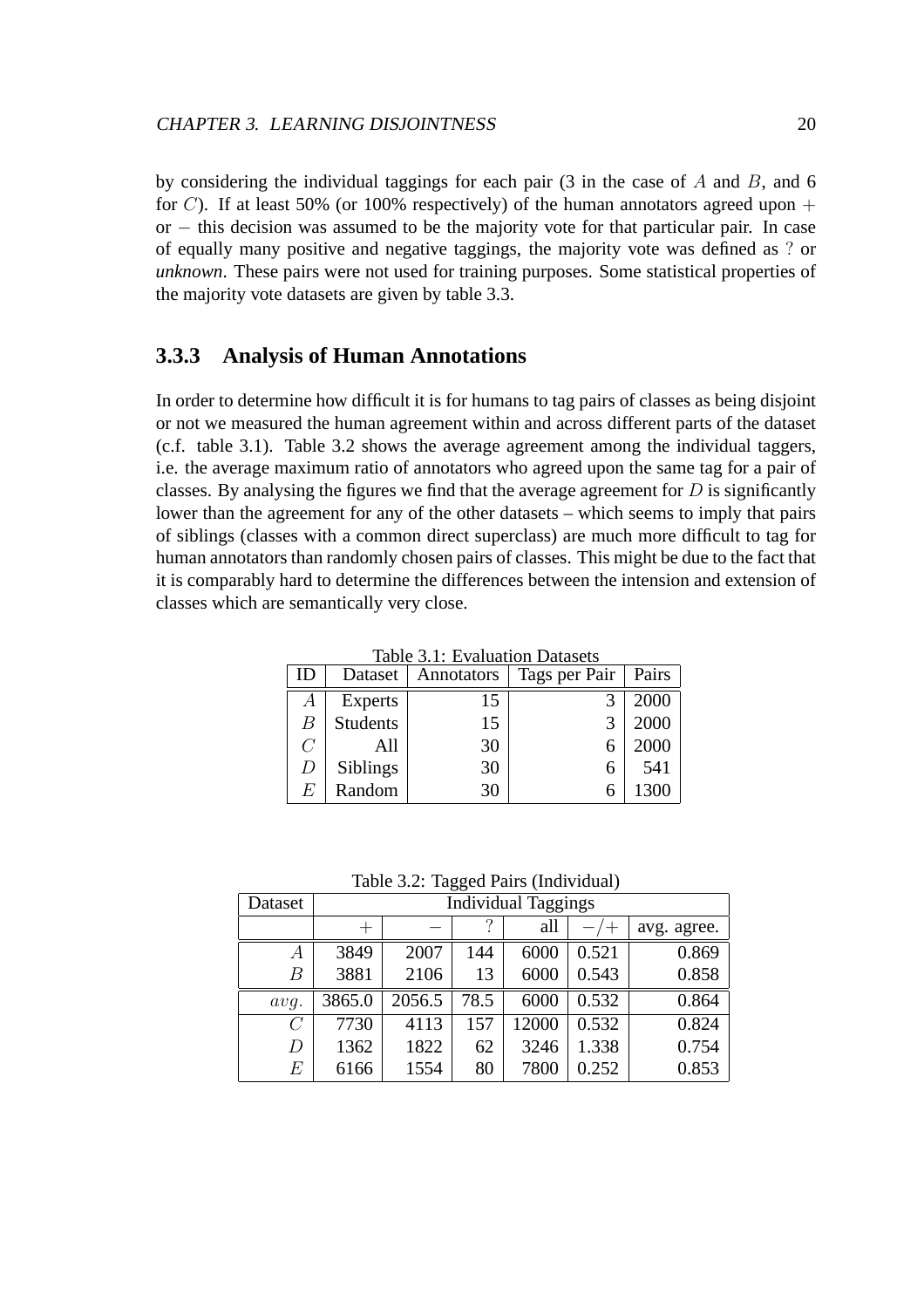by considering the individual taggings for each pair (3 in the case of $A$ and $B$, and 6 for $C$). If at least 50% (or 100% respectively) of the human annotators agreed upon $+$ or $-$ this decision was assumed to be the majority vote for that particular pair. In case of equally many positive and negative taggings, the majority vote was defined as $?$ or *unknown*. These pairs were not used for training purposes. Some statistical properties of the majority vote datasets are given by table 3.3.

### 3.3.3 Analysis of Human Annotations

In order to determine how difficult it is for humans to tag pairs of classes as being disjoint or not we measured the human agreement within and across different parts of the dataset (c.f. table 3.1). Table 3.2 shows the average agreement among the individual taggers, i.e. the average maximum ratio of annotators who agreed upon the same tag for a pair of classes. By analysing the figures we find that the average agreement for $D$ is significantly lower than the agreement for any of the other datasets – which seems to imply that pairs of siblings (classes with a common direct superclass) are much more difficult to tag for human annotators than randomly chosen pairs of classes. This might be due to the fact that it is comparably hard to determine the differences between the intension and extension of classes which are semantically very close.

Table 3.1: Evaluation Datasets

| ID | Dataset | Annotators | Tags per Pair | Pairs |
|---|---|---|---|---|
| $A$ | Experts | 15 | 3 | 2000 |
| $B$ | Students | 15 | 3 | 2000 |
| $C$ | All | 30 | 6 | 2000 |
| $D$ | Siblings | 30 | 6 | 541 |
| $E$ | Random | 30 | 6 | 1300 |

Table 3.2: Tagged Pairs (Individual)

| Dataset | Individual Taggings | | | | | |
|---|---|---|---|---|---|---|
| | $+$ | $-$ | $?$ | all | $-/+$ | avg. agree. |
| $A$ | 3849 | 2007 | 144 | 6000 | 0.521 | 0.869 |
| $B$ | 3881 | 2106 | 13 | 6000 | 0.543 | 0.858 |
| $avg.$ | 3865.0 | 2056.5 | 78.5 | 6000 | 0.532 | 0.864 |
| $C$ | 7730 | 4113 | 157 | 12000 | 0.532 | 0.824 |
| $D$ | 1362 | 1822 | 62 | 3246 | 1.338 | 0.754 |
| $E$ | 6166 | 1554 | 80 | 7800 | 0.252 | 0.853 |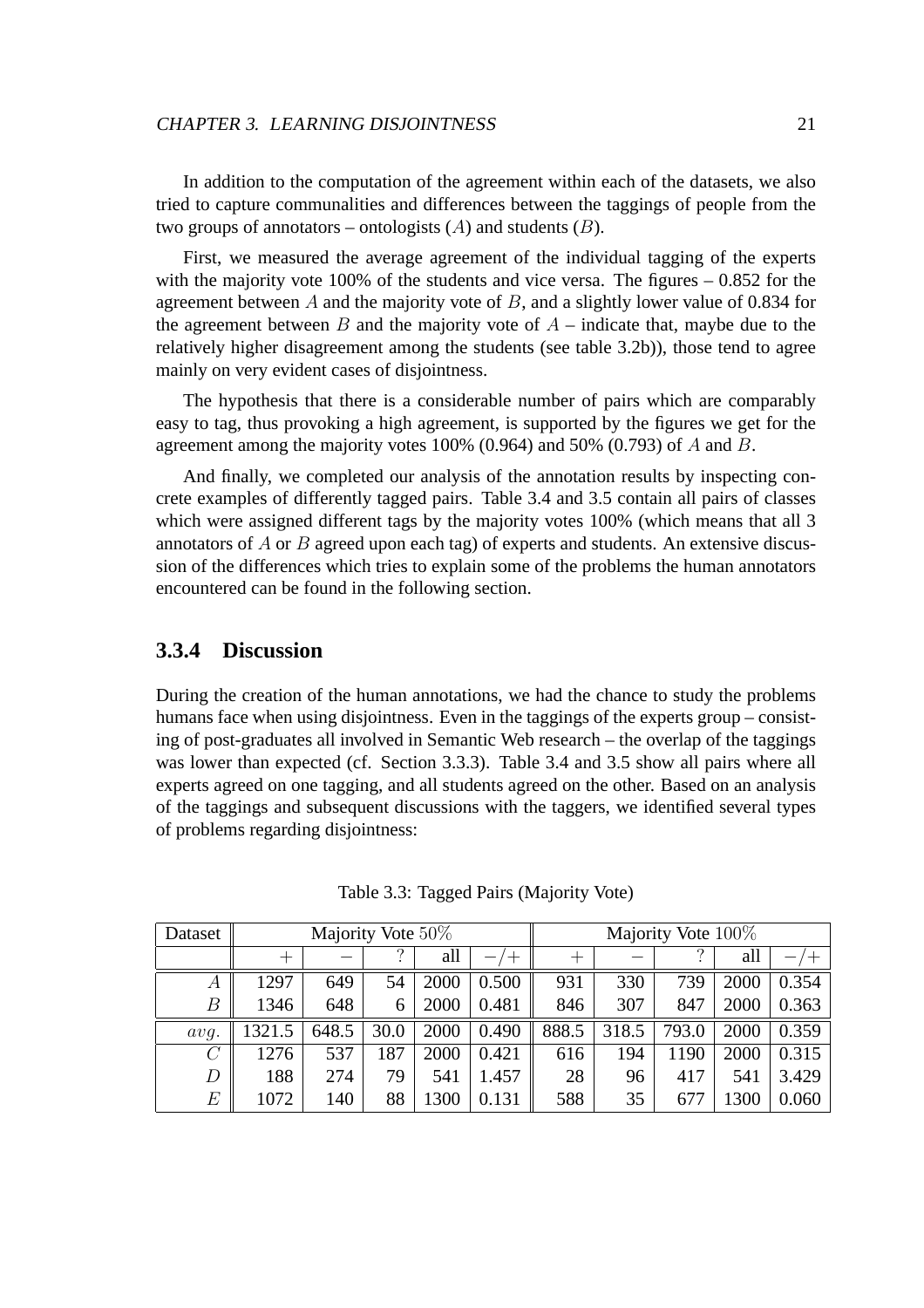In addition to the computation of the agreement within each of the datasets, we also tried to capture communalities and differences between the taggings of people from the two groups of annotators – ontologists ($A$) and students ($B$).

First, we measured the average agreement of the individual tagging of the experts with the majority vote 100% of the students and vice versa. The figures – 0.852 for the agreement between $A$ and the majority vote of $B$, and a slightly lower value of 0.834 for the agreement between $B$ and the majority vote of $A$ – indicate that, maybe due to the relatively higher disagreement among the students (see table 3.2b)), those tend to agree mainly on very evident cases of disjointness.

The hypothesis that there is a considerable number of pairs which are comparably easy to tag, thus provoking a high agreement, is supported by the figures we get for the agreement among the majority votes 100% (0.964) and 50% (0.793) of $A$ and $B$.

And finally, we completed our analysis of the annotation results by inspecting concrete examples of differently tagged pairs. Table 3.4 and 3.5 contain all pairs of classes which were assigned different tags by the majority votes 100% (which means that all 3 annotators of $A$ or $B$ agreed upon each tag) of experts and students. An extensive discussion of the differences which tries to explain some of the problems the human annotators encountered can be found in the following section.

### 3.3.4 Discussion

During the creation of the human annotations, we had the chance to study the problems humans face when using disjointness. Even in the taggings of the experts group – consisting of post-graduates all involved in Semantic Web research – the overlap of the taggings was lower than expected (cf. Section 3.3.3). Table 3.4 and 3.5 show all pairs where all experts agreed on one tagging, and all students agreed on the other. Based on an analysis of the taggings and subsequent discussions with the taggers, we identified several types of problems regarding disjointness:

Table 3.3: Tagged Pairs (Majority Vote)

| Dataset | Majority Vote 50% | | | | | Majority Vote 100% | | | | |
|---|---|---|---|---|---|---|---|---|---|---|
| | $+$ | $-$ | ? | all | $-/+$ | $+$ | $-$ | ? | all | $-/+$ |
| $A$ | 1297 | 649 | 54 | 2000 | 0.500 | 931 | 330 | 739 | 2000 | 0.354 |
| $B$ | 1346 | 648 | 6 | 2000 | 0.481 | 846 | 307 | 847 | 2000 | 0.363 |
| $avg.$ | 1321.5 | 648.5 | 30.0 | 2000 | 0.490 | 888.5 | 318.5 | 793.0 | 2000 | 0.359 |
| $C$ | 1276 | 537 | 187 | 2000 | 0.421 | 616 | 194 | 1190 | 2000 | 0.315 |
| $D$ | 188 | 274 | 79 | 541 | 1.457 | 28 | 96 | 417 | 541 | 3.429 |
| $E$ | 1072 | 140 | 88 | 1300 | 0.131 | 588 | 35 | 677 | 1300 | 0.060 |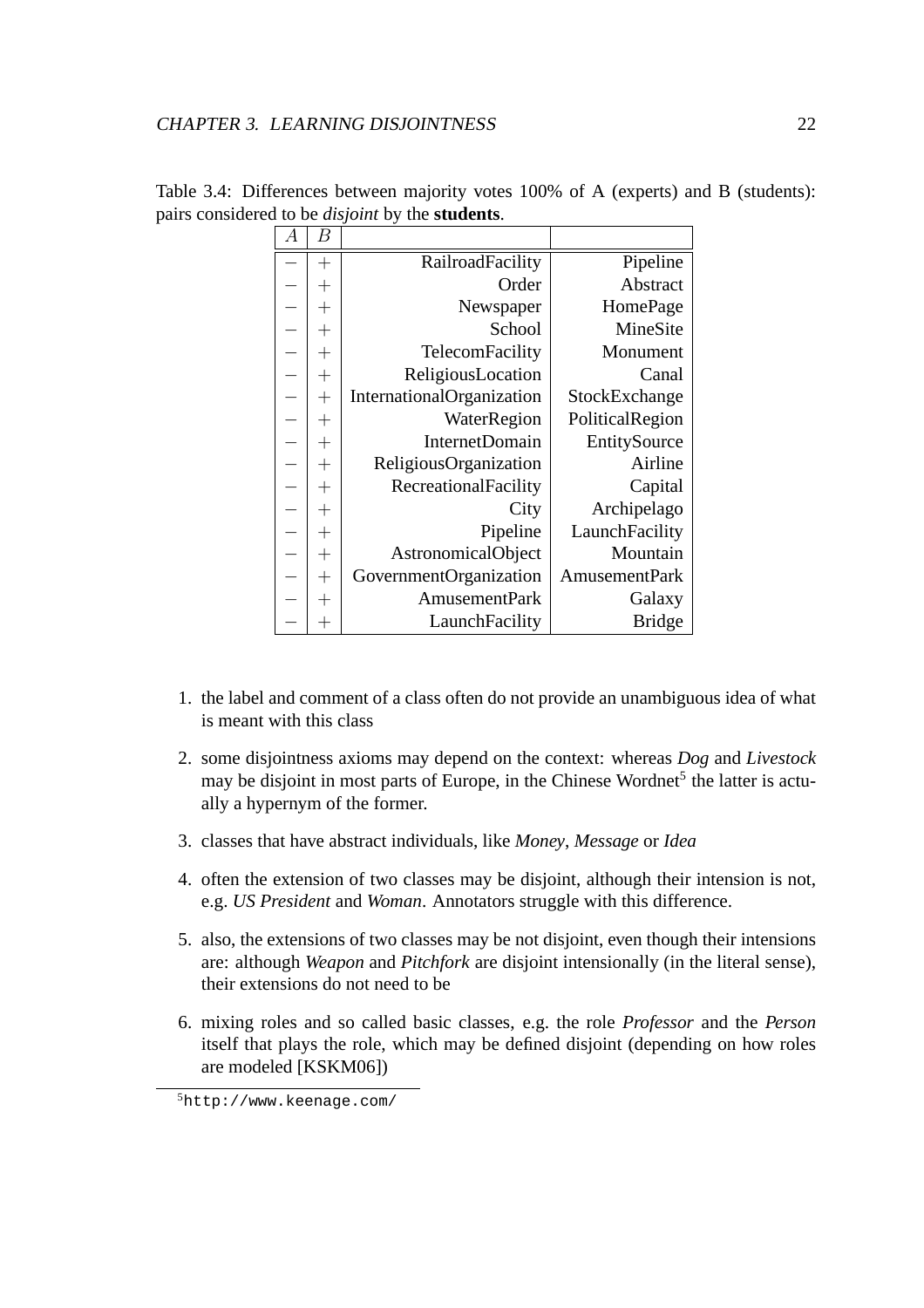Table 3.4: Differences between majority votes 100% of A (experts) and B (students): pairs considered to be *disjoint* by the **students**.

| $A$ | $B$ | | |
|---|---|---|---|
| $-$ | $+$ | RailroadFacility | Pipeline |
| $-$ | $+$ | Order | Abstract |
| $-$ | $+$ | Newspaper | HomePage |
| $-$ | $+$ | School | MineSite |
| $-$ | $+$ | TelecomFacility | Monument |
| $-$ | $+$ | ReligiousLocation | Canal |
| $-$ | $+$ | InternationalOrganization | StockExchange |
| $-$ | $+$ | WaterRegion | PoliticalRegion |
| $-$ | $+$ | InternetDomain | EntitySource |
| $-$ | $+$ | ReligiousOrganization | Airline |
| $-$ | $+$ | RecreationalFacility | Capital |
| $-$ | $+$ | City | Archipelago |
| $-$ | $+$ | Pipeline | LaunchFacility |
| $-$ | $+$ | AstronomicalObject | Mountain |
| $-$ | $+$ | GovernmentOrganization | AmusementPark |
| $-$ | $+$ | AmusementPark | Galaxy |
| $-$ | $+$ | LaunchFacility | Bridge |

1. the label and comment of a class often do not provide an unambiguous idea of what is meant with this class
2. some disjointness axioms may depend on the context: whereas *Dog* and *Livestock* may be disjoint in most parts of Europe, in the Chinese Wordnet[5] the latter is actually a hypernym of the former.
3. classes that have abstract individuals, like *Money*, *Message* or *Idea*
4. often the extension of two classes may be disjoint, although their intension is not, e.g. *US President* and *Woman*. Annotators struggle with this difference.
5. also, the extensions of two classes may be not disjoint, even though their intensions are: although *Weapon* and *Pitchfork* are disjoint intensionally (in the literal sense), their extensions do not need to be
6. mixing roles and so called basic classes, e.g. the role *Professor* and the *Person* itself that plays the role, which may be defined disjoint (depending on how roles are modeled [KSKM06])

[5] http://www.keenage.com/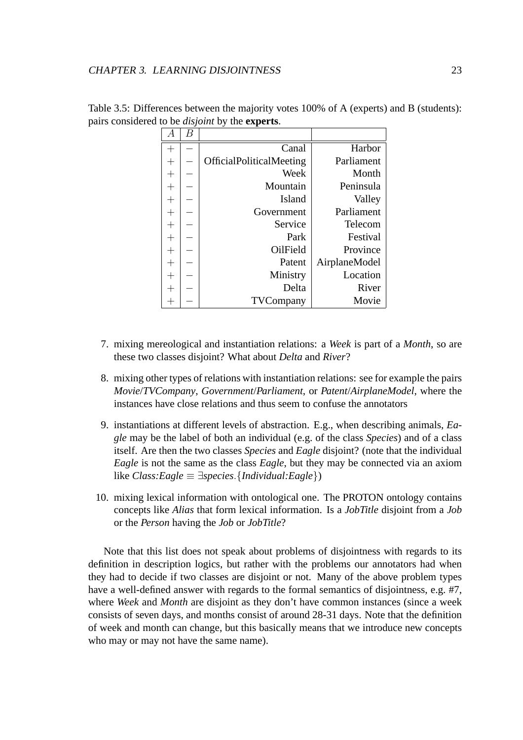Table 3.5: Differences between the majority votes 100% of A (experts) and B (students): pairs considered to be *disjoint* by the **experts**.

| $A$ | $B$ | | |
|---|---|---|---|
| $+$ | $-$ | Canal | Harbor |
| $+$ | $-$ | OfficialPoliticalMeeting | Parliament |
| $+$ | $-$ | Week | Month |
| $+$ | $-$ | Mountain | Peninsula |
| $+$ | $-$ | Island | Valley |
| $+$ | $-$ | Government | Parliament |
| $+$ | $-$ | Service | Telecom |
| $+$ | $-$ | Park | Festival |
| $+$ | $-$ | OilField | Province |
| $+$ | $-$ | Patent | AirplaneModel |
| $+$ | $-$ | Ministry | Location |
| $+$ | $-$ | Delta | River |
| $+$ | $-$ | TVCompany | Movie |

7. mixing mereological and instantiation relations: a *Week* is part of a *Month*, so are these two classes disjoint? What about *Delta* and *River*?

8. mixing other types of relations with instantiation relations: see for example the pairs *Movie*/*TVCompany*, *Government*/*Parliament*, or *Patent*/*AirplaneModel*, where the instances have close relations and thus seem to confuse the annotators

9. instantiations at different levels of abstraction. E.g., when describing animals, *Eagle* may be the label of both an individual (e.g. of the class *Species*) and of a class itself. Are then the two classes *Species* and *Eagle* disjoint? (note that the individual *Eagle* is not the same as the class *Eagle*, but they may be connected via an axiom like $\mathit{Class{:}Eagle} \equiv \exists \mathit{species}.\{\mathit{Individual{:}Eagle}\}$)

10. mixing lexical information with ontological one. The PROTON ontology contains concepts like *Alias* that form lexical information. Is a *JobTitle* disjoint from a *Job* or the *Person* having the *Job* or *JobTitle*?

Note that this list does not speak about problems of disjointness with regards to its definition in description logics, but rather with the problems our annotators had when they had to decide if two classes are disjoint or not. Many of the above problem types have a well-defined answer with regards to the formal semantics of disjointness, e.g. #7, where *Week* and *Month* are disjoint as they don't have common instances (since a week consists of seven days, and months consist of around 28-31 days. Note that the definition of week and month can change, but this basically means that we introduce new concepts who may or may not have the same name).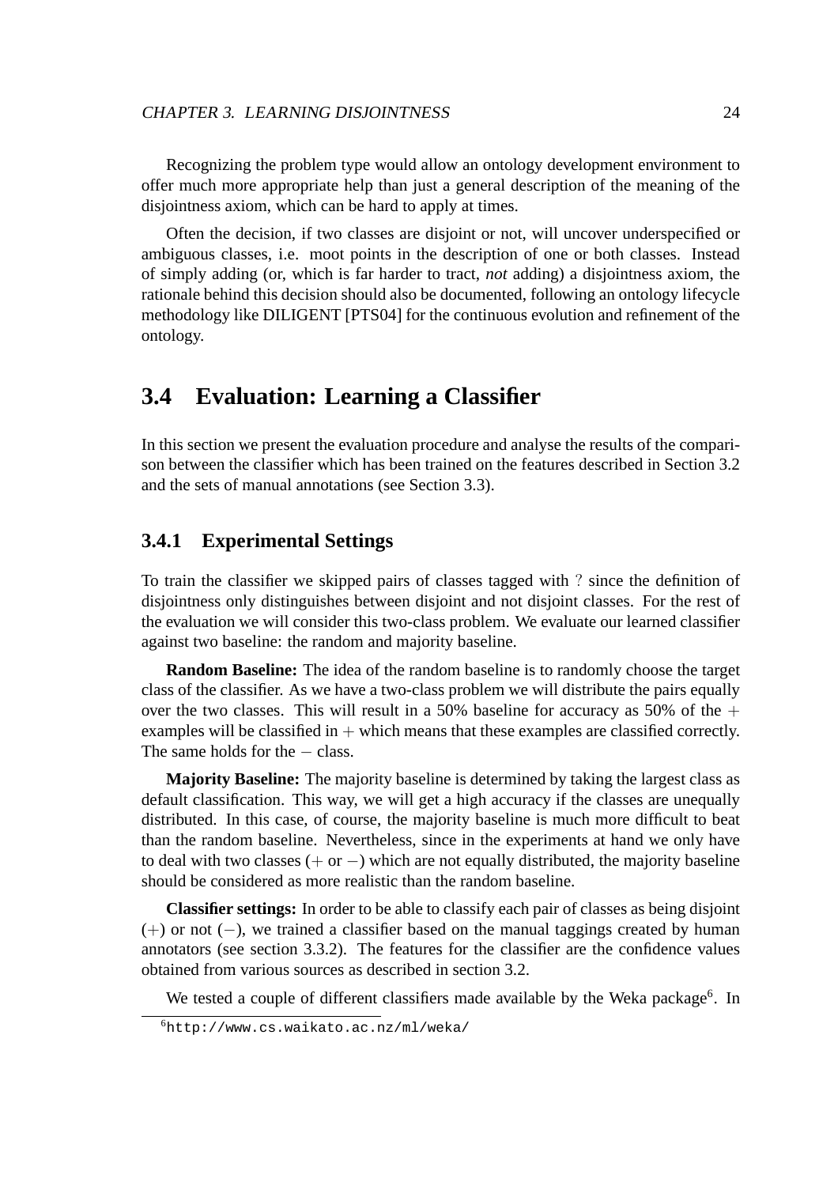Recognizing the problem type would allow an ontology development environment to offer much more appropriate help than just a general description of the meaning of the disjointness axiom, which can be hard to apply at times.

Often the decision, if two classes are disjoint or not, will uncover underspecified or ambiguous classes, i.e. moot points in the description of one or both classes. Instead of simply adding (or, which is far harder to tract, *not* adding) a disjointness axiom, the rationale behind this decision should also be documented, following an ontology lifecycle methodology like DILIGENT [PTS04] for the continuous evolution and refinement of the ontology.

## 3.4 Evaluation: Learning a Classifier

In this section we present the evaluation procedure and analyse the results of the comparison between the classifier which has been trained on the features described in Section 3.2 and the sets of manual annotations (see Section 3.3).

### 3.4.1 Experimental Settings

To train the classifier we skipped pairs of classes tagged with ? since the definition of disjointness only distinguishes between disjoint and not disjoint classes. For the rest of the evaluation we will consider this two-class problem. We evaluate our learned classifier against two baseline: the random and majority baseline.

**Random Baseline:** The idea of the random baseline is to randomly choose the target class of the classifier. As we have a two-class problem we will distribute the pairs equally over the two classes. This will result in a 50% baseline for accuracy as 50% of the $+$ examples will be classified in $+$ which means that these examples are classified correctly. The same holds for the $-$ class.

**Majority Baseline:** The majority baseline is determined by taking the largest class as default classification. This way, we will get a high accuracy if the classes are unequally distributed. In this case, of course, the majority baseline is much more difficult to beat than the random baseline. Nevertheless, since in the experiments at hand we only have to deal with two classes ($+$ or $-$) which are not equally distributed, the majority baseline should be considered as more realistic than the random baseline.

**Classifier settings:** In order to be able to classify each pair of classes as being disjoint ($+$) or not ($-$), we trained a classifier based on the manual taggings created by human annotators (see section 3.3.2). The features for the classifier are the confidence values obtained from various sources as described in section 3.2.

We tested a couple of different classifiers made available by the Weka package[6]. In

[6] http://www.cs.waikato.ac.nz/ml/weka/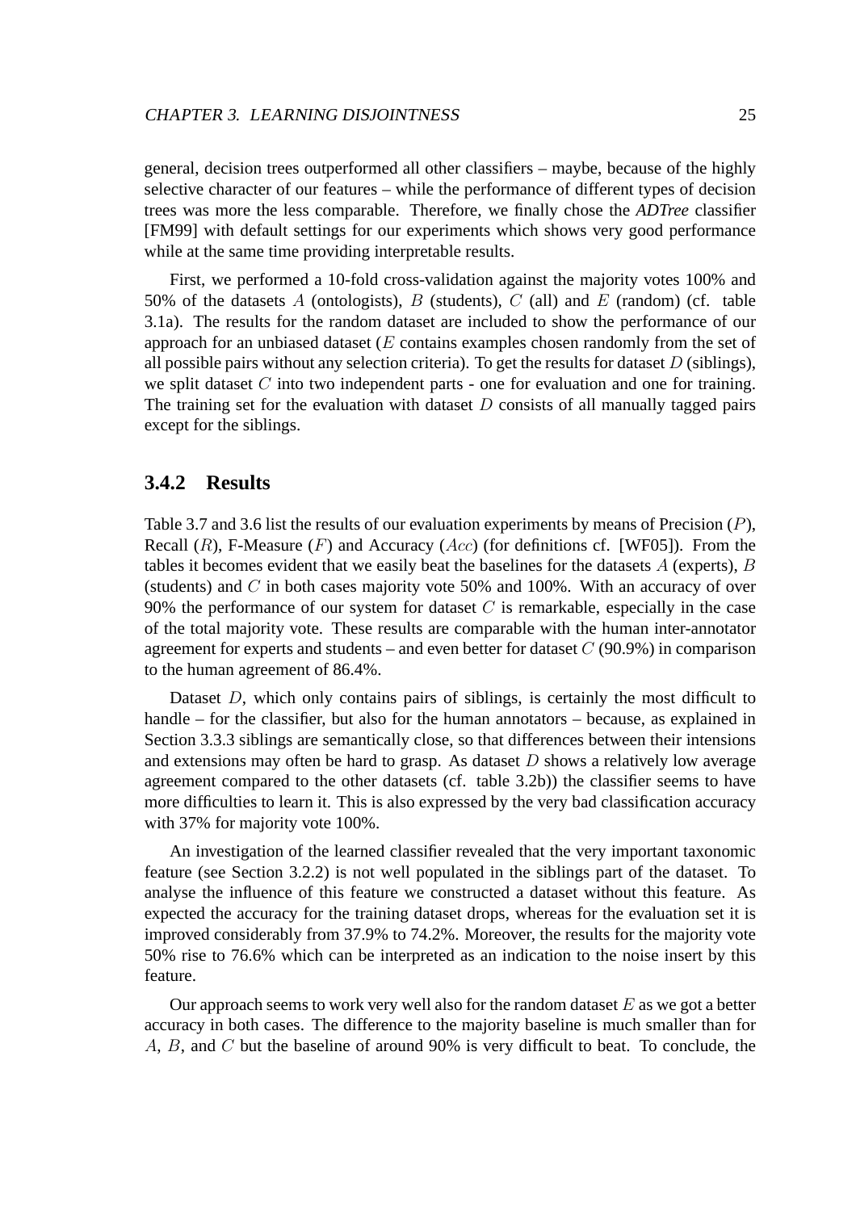general, decision trees outperformed all other classifiers – maybe, because of the highly selective character of our features – while the performance of different types of decision trees was more the less comparable. Therefore, we finally chose the *ADTree* classifier [FM99] with default settings for our experiments which shows very good performance while at the same time providing interpretable results.

First, we performed a 10-fold cross-validation against the majority votes 100% and 50% of the datasets $A$ (ontologists), $B$ (students), $C$ (all) and $E$ (random) (cf. table 3.1a). The results for the random dataset are included to show the performance of our approach for an unbiased dataset ($E$ contains examples chosen randomly from the set of all possible pairs without any selection criteria). To get the results for dataset $D$ (siblings), we split dataset $C$ into two independent parts - one for evaluation and one for training. The training set for the evaluation with dataset $D$ consists of all manually tagged pairs except for the siblings.

### 3.4.2 Results

Table 3.7 and 3.6 list the results of our evaluation experiments by means of Precision ($P$), Recall ($R$), F-Measure ($F$) and Accuracy ($Acc$) (for definitions cf. [WF05]). From the tables it becomes evident that we easily beat the baselines for the datasets $A$ (experts), $B$ (students) and $C$ in both cases majority vote 50% and 100%. With an accuracy of over 90% the performance of our system for dataset $C$ is remarkable, especially in the case of the total majority vote. These results are comparable with the human inter-annotator agreement for experts and students – and even better for dataset $C$ (90.9%) in comparison to the human agreement of 86.4%.

Dataset $D$, which only contains pairs of siblings, is certainly the most difficult to handle – for the classifier, but also for the human annotators – because, as explained in Section 3.3.3 siblings are semantically close, so that differences between their intensions and extensions may often be hard to grasp. As dataset $D$ shows a relatively low average agreement compared to the other datasets (cf. table 3.2b)) the classifier seems to have more difficulties to learn it. This is also expressed by the very bad classification accuracy with 37% for majority vote 100%.

An investigation of the learned classifier revealed that the very important taxonomic feature (see Section 3.2.2) is not well populated in the siblings part of the dataset. To analyse the influence of this feature we constructed a dataset without this feature. As expected the accuracy for the training dataset drops, whereas for the evaluation set it is improved considerably from 37.9% to 74.2%. Moreover, the results for the majority vote 50% rise to 76.6% which can be interpreted as an indication to the noise insert by this feature.

Our approach seems to work very well also for the random dataset $E$ as we got a better accuracy in both cases. The difference to the majority baseline is much smaller than for $A$, $B$, and $C$ but the baseline of around 90% is very difficult to beat. To conclude, the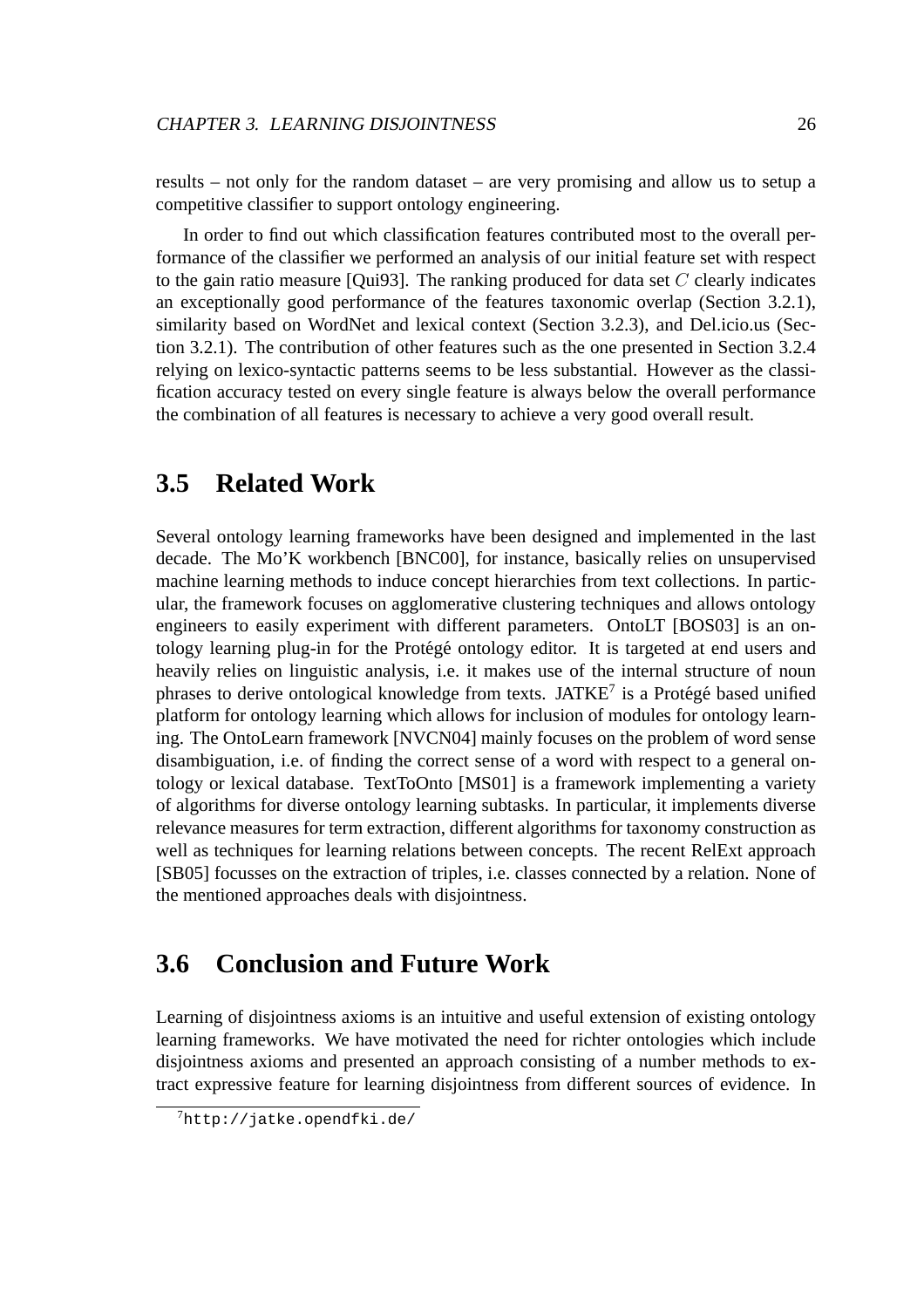results – not only for the random dataset – are very promising and allow us to setup a competitive classifier to support ontology engineering.

In order to find out which classification features contributed most to the overall performance of the classifier we performed an analysis of our initial feature set with respect to the gain ratio measure [Qui93]. The ranking produced for data set $C$ clearly indicates an exceptionally good performance of the features taxonomic overlap (Section 3.2.1), similarity based on WordNet and lexical context (Section 3.2.3), and Del.icio.us (Section 3.2.1). The contribution of other features such as the one presented in Section 3.2.4 relying on lexico-syntactic patterns seems to be less substantial. However as the classification accuracy tested on every single feature is always below the overall performance the combination of all features is necessary to achieve a very good overall result.

## 3.5 Related Work

Several ontology learning frameworks have been designed and implemented in the last decade. The Mo'K workbench [BNC00], for instance, basically relies on unsupervised machine learning methods to induce concept hierarchies from text collections. In particular, the framework focuses on agglomerative clustering techniques and allows ontology engineers to easily experiment with different parameters. OntoLT [BOS03] is an ontology learning plug-in for the Protégé ontology editor. It is targeted at end users and heavily relies on linguistic analysis, i.e. it makes use of the internal structure of noun phrases to derive ontological knowledge from texts. JATKE[7] is a Protégé based unified platform for ontology learning which allows for inclusion of modules for ontology learning. The OntoLearn framework [NVCN04] mainly focuses on the problem of word sense disambiguation, i.e. of finding the correct sense of a word with respect to a general ontology or lexical database. TextToOnto [MS01] is a framework implementing a variety of algorithms for diverse ontology learning subtasks. In particular, it implements diverse relevance measures for term extraction, different algorithms for taxonomy construction as well as techniques for learning relations between concepts. The recent RelExt approach [SB05] focusses on the extraction of triples, i.e. classes connected by a relation. None of the mentioned approaches deals with disjointness.

## 3.6 Conclusion and Future Work

Learning of disjointness axioms is an intuitive and useful extension of existing ontology learning frameworks. We have motivated the need for richter ontologies which include disjointness axioms and presented an approach consisting of a number methods to extract expressive feature for learning disjointness from different sources of evidence. In

[7] http://jatke.opendfki.de/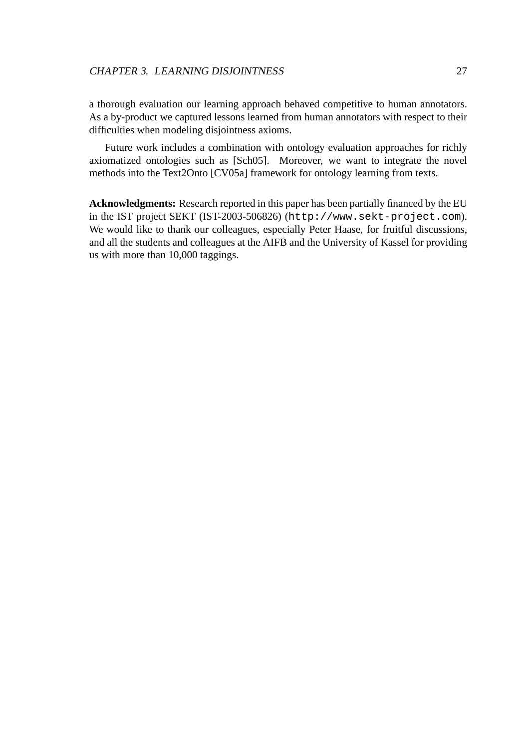a thorough evaluation our learning approach behaved competitive to human annotators. As a by-product we captured lessons learned from human annotators with respect to their difficulties when modeling disjointness axioms.

Future work includes a combination with ontology evaluation approaches for richly axiomatized ontologies such as [Sch05]. Moreover, we want to integrate the novel methods into the Text2Onto [CV05a] framework for ontology learning from texts.

**Acknowledgments:** Research reported in this paper has been partially financed by the EU in the IST project SEKT (IST-2003-506826) (`http://www.sekt-project.com`). We would like to thank our colleagues, especially Peter Haase, for fruitful discussions, and all the students and colleagues at the AIFB and the University of Kassel for providing us with more than 10,000 taggings.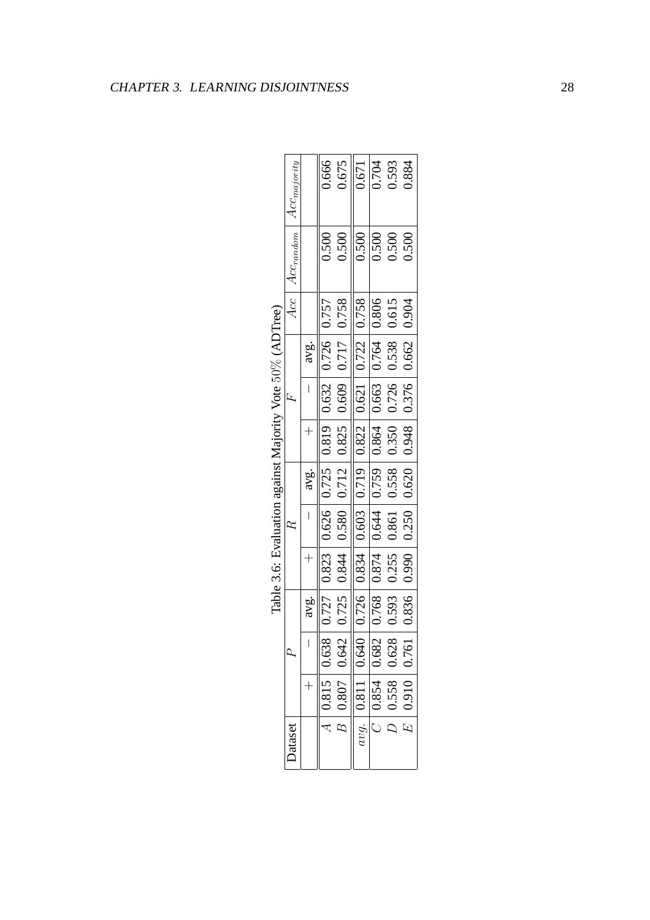Table 3.6: Evaluation against Majority Vote 50% (ADTree)

| Dataset | $P$ | | | $R$ | | | $F$ | | | $Acc$ | $Acc_{random}$ | $Acc_{majority}$ |
|---|---|---|---|---|---|---|---|---|---|---|---|---|
| | $+$ | $-$ | avg. | $+$ | $-$ | avg. | $+$ | $-$ | avg. | | | |
| $A$ | 0.815 | 0.638 | 0.727 | 0.823 | 0.626 | 0.725 | 0.819 | 0.632 | 0.726 | 0.757 | 0.500 | 0.666 |
| $B$ | 0.807 | 0.642 | 0.725 | 0.844 | 0.580 | 0.712 | 0.825 | 0.609 | 0.717 | 0.758 | 0.500 | 0.675 |
| $avg.$ | 0.811 | 0.640 | 0.726 | 0.834 | 0.603 | 0.719 | 0.822 | 0.621 | 0.722 | 0.758 | 0.500 | 0.671 |
| $C$ | 0.854 | 0.682 | 0.768 | 0.874 | 0.644 | 0.759 | 0.864 | 0.663 | 0.764 | 0.806 | 0.500 | 0.704 |
| $D$ | 0.558 | 0.628 | 0.593 | 0.255 | 0.861 | 0.558 | 0.350 | 0.726 | 0.538 | 0.615 | 0.500 | 0.593 |
| $E$ | 0.910 | 0.761 | 0.836 | 0.990 | 0.250 | 0.620 | 0.948 | 0.376 | 0.662 | 0.904 | 0.500 | 0.884 |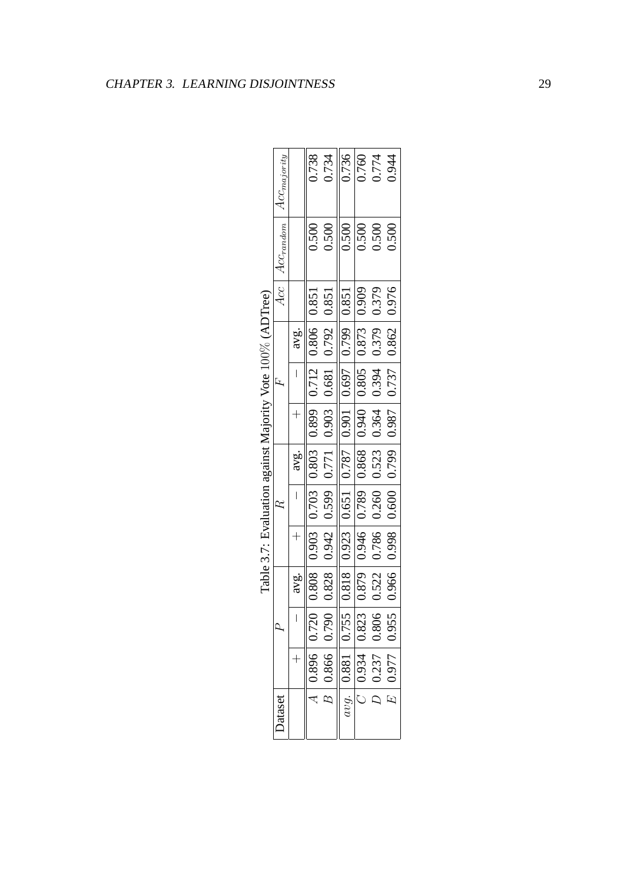Table 3.7: Evaluation against Majority Vote 100% (ADTree)

| Dataset | $P$ | | | $R$ | | | $F$ | | | $Acc$ | $Acc_{random}$ | $Acc_{majority}$ |
|---|---|---|---|---|---|---|---|---|---|---|---|---|
| | $+$ | $-$ | avg. | $+$ | $-$ | avg. | $+$ | $-$ | avg. | | | |
| $A$ | 0.896 | 0.720 | 0.808 | 0.903 | 0.703 | 0.803 | 0.899 | 0.712 | 0.806 | 0.851 | 0.500 | 0.738 |
| $B$ | 0.866 | 0.790 | 0.828 | 0.942 | 0.599 | 0.771 | 0.903 | 0.681 | 0.792 | 0.851 | 0.500 | 0.734 |
| $avg.$ | 0.881 | 0.755 | 0.818 | 0.923 | 0.651 | 0.787 | 0.901 | 0.697 | 0.799 | 0.851 | 0.500 | 0.736 |
| $C$ | 0.934 | 0.823 | 0.879 | 0.946 | 0.789 | 0.868 | 0.940 | 0.805 | 0.873 | 0.909 | 0.500 | 0.760 |
| $D$ | 0.237 | 0.806 | 0.522 | 0.786 | 0.260 | 0.523 | 0.364 | 0.394 | 0.379 | 0.379 | 0.500 | 0.774 |
| $E$ | 0.977 | 0.955 | 0.966 | 0.998 | 0.600 | 0.799 | 0.987 | 0.737 | 0.862 | 0.976 | 0.500 | 0.944 |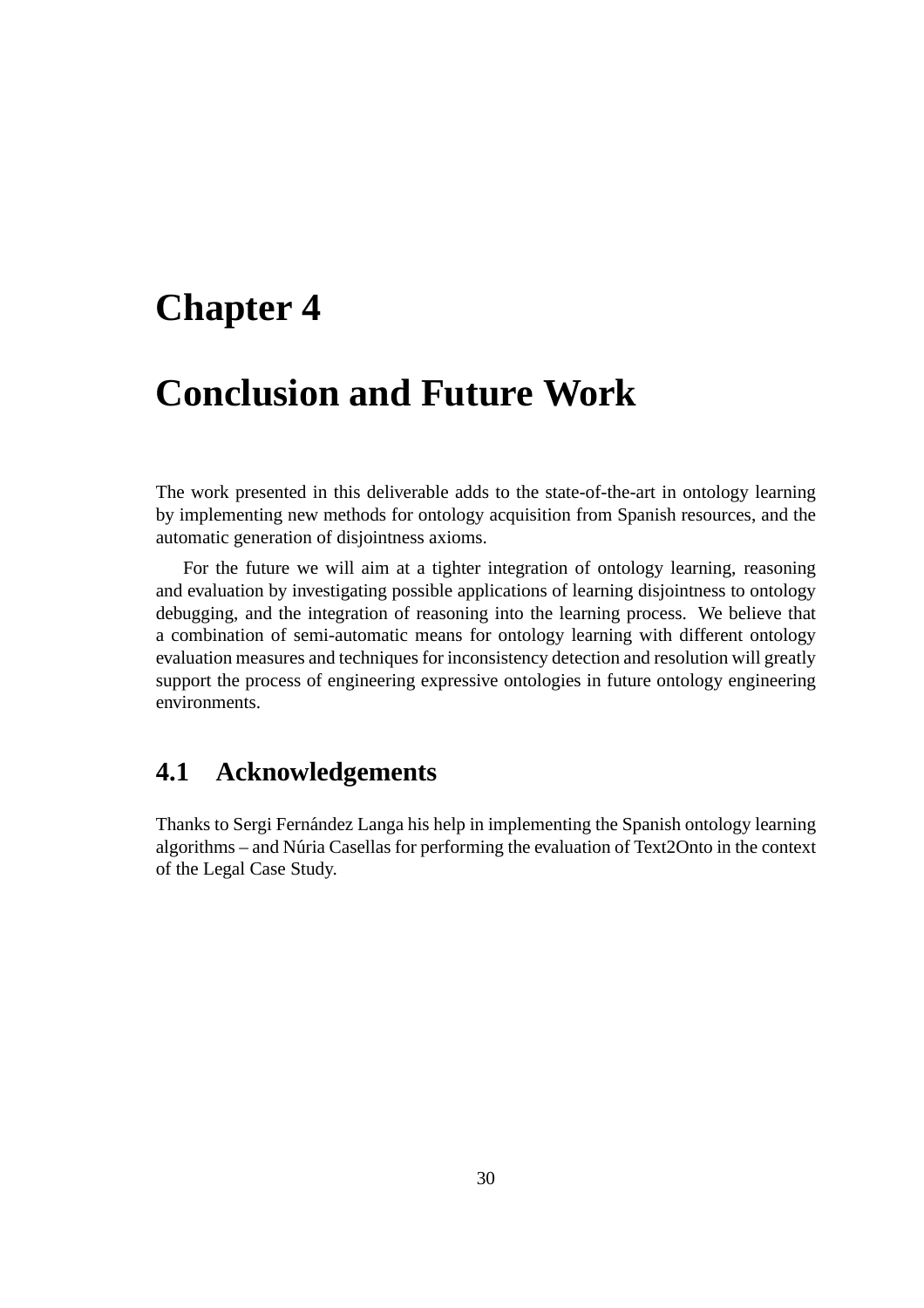# Chapter 4

# Conclusion and Future Work

The work presented in this deliverable adds to the state-of-the-art in ontology learning by implementing new methods for ontology acquisition from Spanish resources, and the automatic generation of disjointness axioms.

For the future we will aim at a tighter integration of ontology learning, reasoning and evaluation by investigating possible applications of learning disjointness to ontology debugging, and the integration of reasoning into the learning process. We believe that a combination of semi-automatic means for ontology learning with different ontology evaluation measures and techniques for inconsistency detection and resolution will greatly support the process of engineering expressive ontologies in future ontology engineering environments.

## 4.1 Acknowledgements

Thanks to Sergi Fernández Langa his help in implementing the Spanish ontology learning algorithms – and Núria Casellas for performing the evaluation of Text2Onto in the context of the Legal Case Study.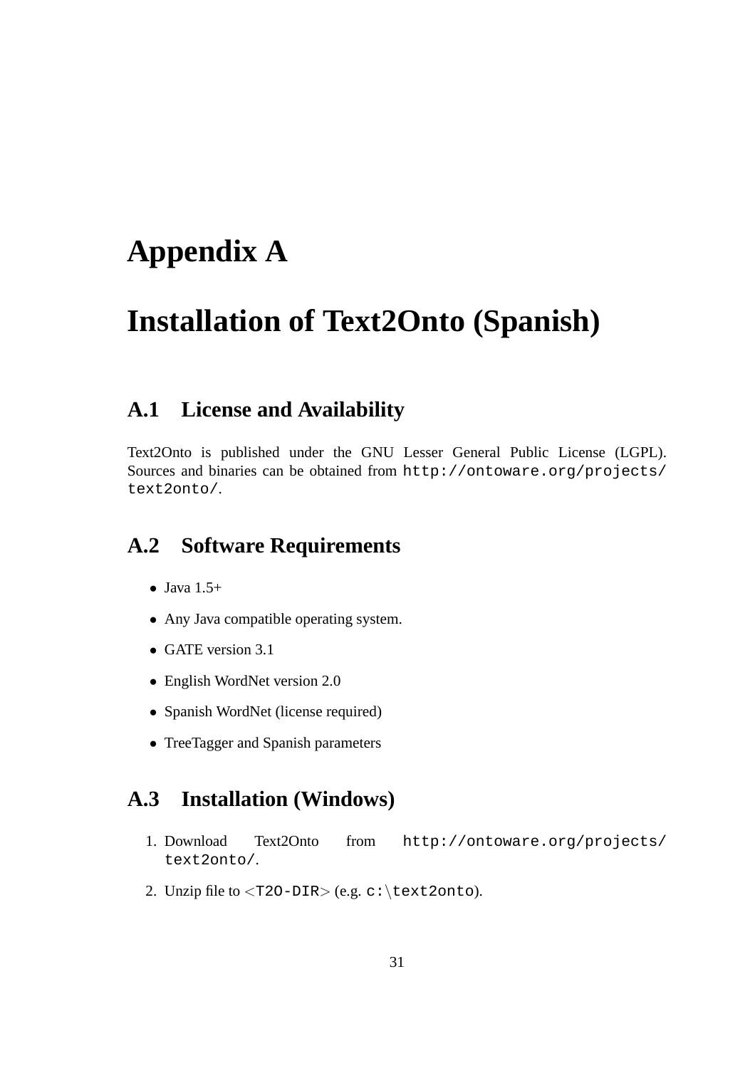# Appendix A

# Installation of Text2Onto (Spanish)

## A.1 License and Availability

Text2Onto is published under the GNU Lesser General Public License (LGPL). Sources and binaries can be obtained from `http://ontoware.org/projects/text2onto/`.

## A.2 Software Requirements

- Java 1.5+
- Any Java compatible operating system.
- GATE version 3.1
- English WordNet version 2.0
- Spanish WordNet (license required)
- TreeTagger and Spanish parameters

## A.3 Installation (Windows)

1. Download Text2Onto from `http://ontoware.org/projects/text2onto/`.
2. Unzip file to <`T2O-DIR`> (e.g. `c:\text2onto`).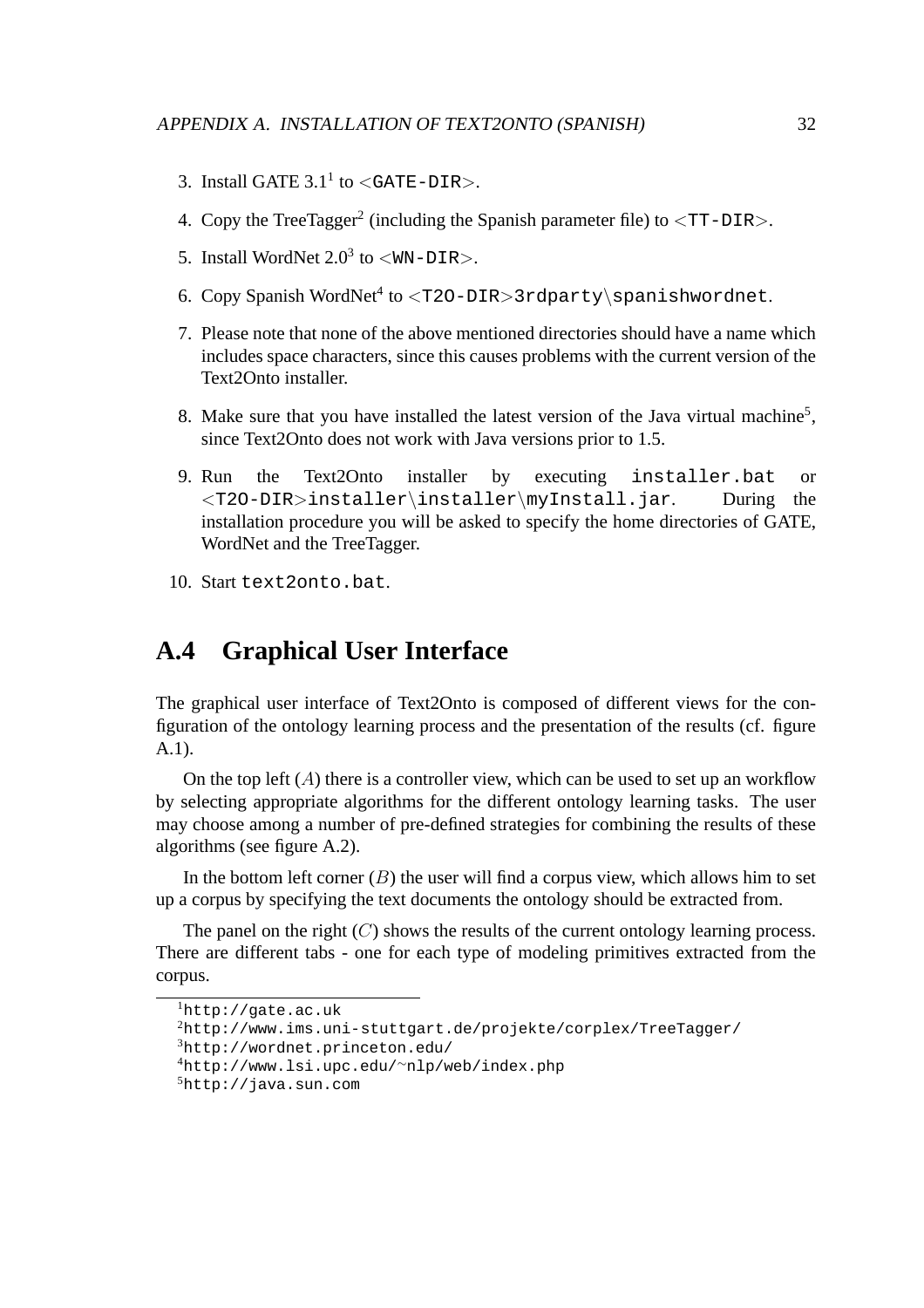3. Install GATE 3.1[1] to <`GATE-DIR`>.

4. Copy the TreeTagger[2] (including the Spanish parameter file) to <`TT-DIR`>.

5. Install WordNet 2.0[3] to <`WN-DIR`>.

6. Copy Spanish WordNet[4] to <`T2O-DIR`>`3rdparty\spanishwordnet`.

7. Please note that none of the above mentioned directories should have a name which includes space characters, since this causes problems with the current version of the Text2Onto installer.

8. Make sure that you have installed the latest version of the Java virtual machine[5], since Text2Onto does not work with Java versions prior to 1.5.

9. Run the Text2Onto installer by executing `installer.bat` or <`T2O-DIR`>`installer\installer\myInstall.jar`. During the installation procedure you will be asked to specify the home directories of GATE, WordNet and the TreeTagger.

10. Start `text2onto.bat`.

## A.4 Graphical User Interface

The graphical user interface of Text2Onto is composed of different views for the configuration of the ontology learning process and the presentation of the results (cf. figure A.1).

On the top left ($A$) there is a controller view, which can be used to set up an workflow by selecting appropriate algorithms for the different ontology learning tasks. The user may choose among a number of pre-defined strategies for combining the results of these algorithms (see figure A.2).

In the bottom left corner ($B$) the user will find a corpus view, which allows him to set up a corpus by specifying the text documents the ontology should be extracted from.

The panel on the right ($C$) shows the results of the current ontology learning process. There are different tabs - one for each type of modeling primitives extracted from the corpus.

---

[1] `http://gate.ac.uk`

[2] `http://www.ims.uni-stuttgart.de/projekte/corplex/TreeTagger/`

[3] `http://wordnet.princeton.edu/`

[4] `http://www.lsi.upc.edu/~nlp/web/index.php`

[5] `http://java.sun.com`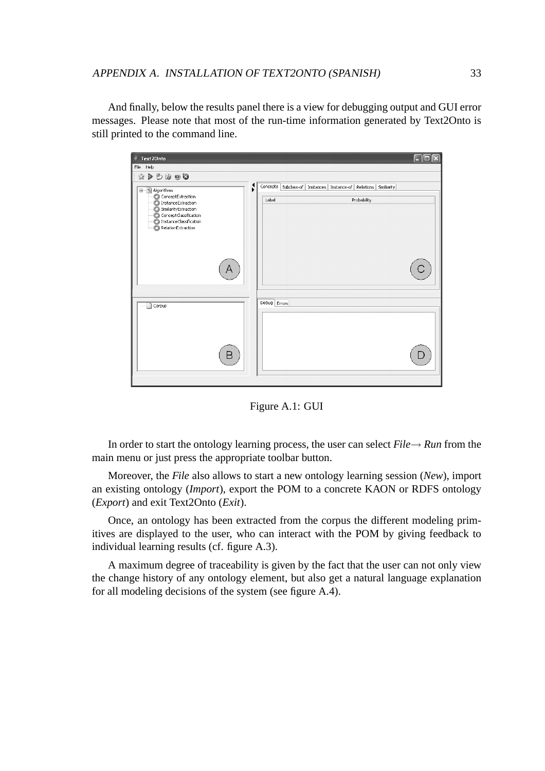And finally, below the results panel there is a view for debugging output and GUI error messages. Please note that most of the run-time information generated by Text2Onto is still printed to the command line.

Figure A.1: GUI

In order to start the ontology learning process, the user can select *File*→ *Run* from the main menu or just press the appropriate toolbar button.

Moreover, the *File* also allows to start a new ontology learning session (*New*), import an existing ontology (*Import*), export the POM to a concrete KAON or RDFS ontology (*Export*) and exit Text2Onto (*Exit*).

Once, an ontology has been extracted from the corpus the different modeling primitives are displayed to the user, who can interact with the POM by giving feedback to individual learning results (cf. figure A.3).

A maximum degree of traceability is given by the fact that the user can not only view the change history of any ontology element, but also get a natural language explanation for all modeling decisions of the system (see figure A.4).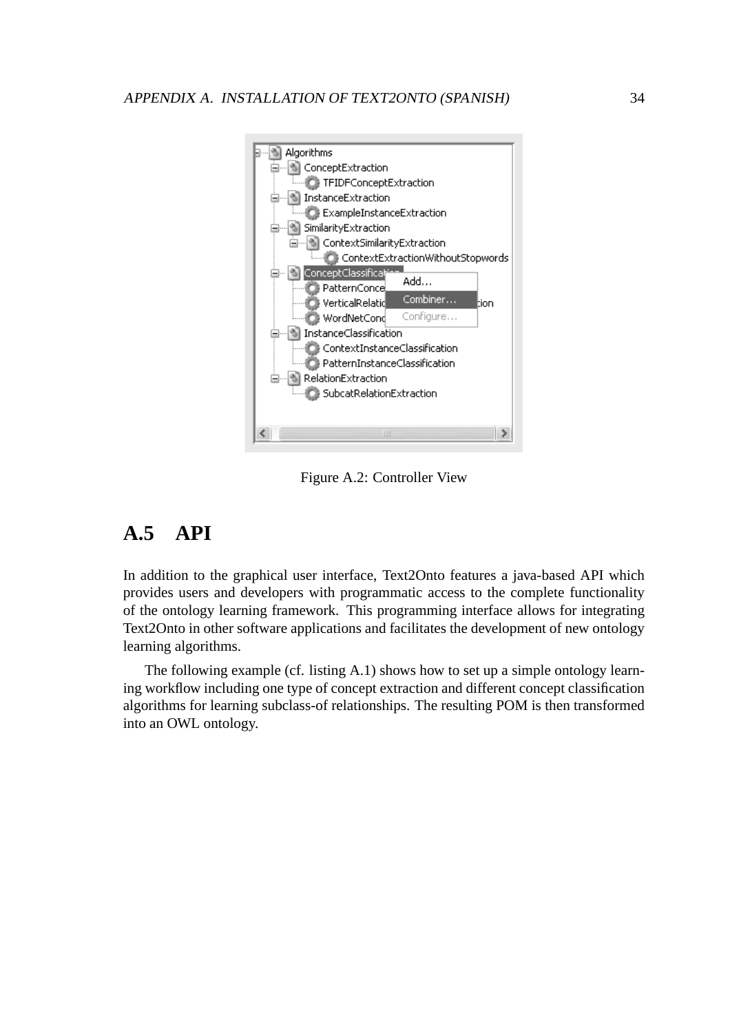Figure A.2: Controller View

## A.5 API

In addition to the graphical user interface, Text2Onto features a java-based API which provides users and developers with programmatic access to the complete functionality of the ontology learning framework. This programming interface allows for integrating Text2Onto in other software applications and facilitates the development of new ontology learning algorithms.

The following example (cf. listing A.1) shows how to set up a simple ontology learning workflow including one type of concept extraction and different concept classification algorithms for learning subclass-of relationships. The resulting POM is then transformed into an OWL ontology.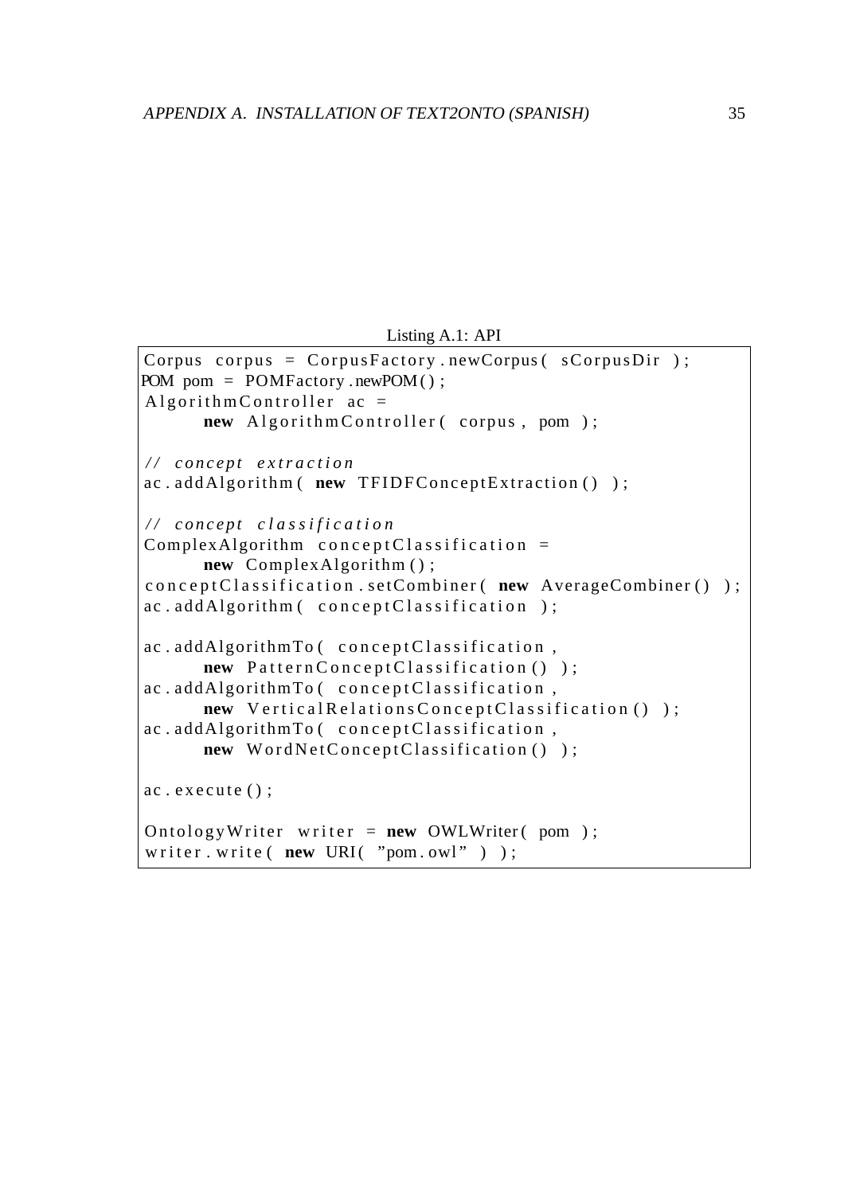Listing A.1: API

```
Corpus corpus = CorpusFactory.newCorpus( sCorpusDir );
POM pom = POMFactory.newPOM();
AlgorithmController ac =
      new AlgorithmController( corpus, pom );

// concept extraction
ac.addAlgorithm( new TFIDFConceptExtraction() );

// concept classification
ComplexAlgorithm conceptClassification =
      new ComplexAlgorithm();
conceptClassification.setCombiner( new AverageCombiner() );
ac.addAlgorithm( conceptClassification );

ac.addAlgorithmTo( conceptClassification,
      new PatternConceptClassification() );
ac.addAlgorithmTo( conceptClassification,
      new VerticalRelationsConceptClassification() );
ac.addAlgorithmTo( conceptClassification,
      new WordNetConceptClassification() );

ac.execute();

OntologyWriter writer = new OWLWriter( pom );
writer.write( new URI( "pom.owl" ) );
```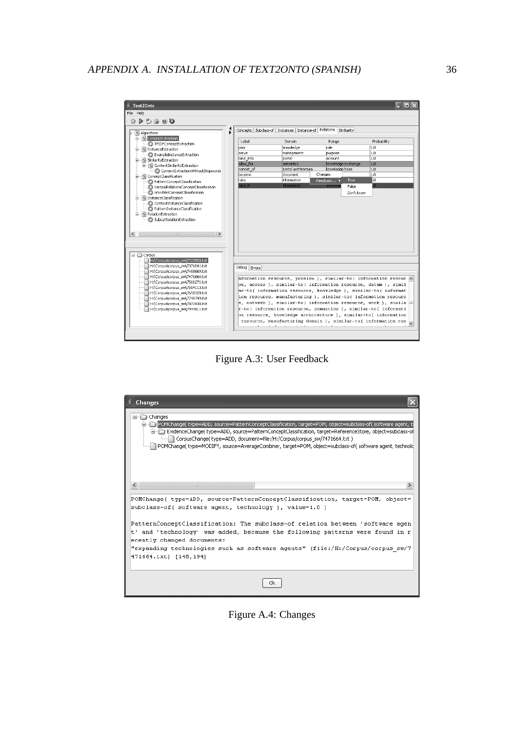Figure A.3: User Feedback

Figure A.4: Changes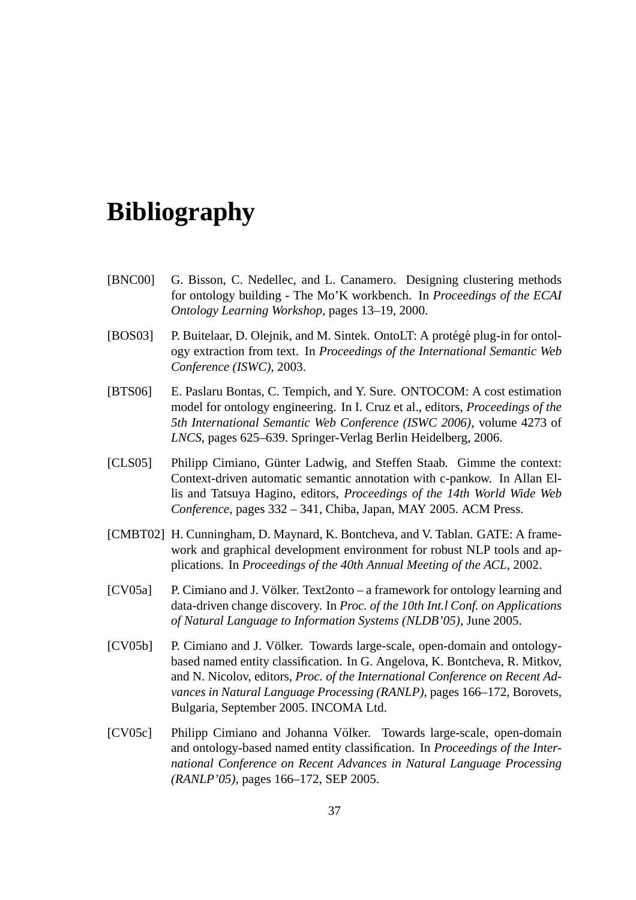# Bibliography

[BNC00] G. Bisson, C. Nedellec, and L. Canamero. Designing clustering methods for ontology building - The Mo'K workbench. In *Proceedings of the ECAI Ontology Learning Workshop*, pages 13–19, 2000.

[BOS03] P. Buitelaar, D. Olejnik, and M. Sintek. OntoLT: A protégé plug-in for ontology extraction from text. In *Proceedings of the International Semantic Web Conference (ISWC)*, 2003.

[BTS06] E. Paslaru Bontas, C. Tempich, and Y. Sure. ONTOCOM: A cost estimation model for ontology engineering. In I. Cruz et al., editors, *Proceedings of the 5th International Semantic Web Conference (ISWC 2006)*, volume 4273 of *LNCS*, pages 625–639. Springer-Verlag Berlin Heidelberg, 2006.

[CLS05] Philipp Cimiano, Günter Ladwig, and Steffen Staab. Gimme the context: Context-driven automatic semantic annotation with c-pankow. In Allan Ellis and Tatsuya Hagino, editors, *Proceedings of the 14th World Wide Web Conference*, pages 332 – 341, Chiba, Japan, MAY 2005. ACM Press.

[CMBT02] H. Cunningham, D. Maynard, K. Bontcheva, and V. Tablan. GATE: A framework and graphical development environment for robust NLP tools and applications. In *Proceedings of the 40th Annual Meeting of the ACL*, 2002.

[CV05a] P. Cimiano and J. Völker. Text2onto – a framework for ontology learning and data-driven change discovery. In *Proc. of the 10th Int.l Conf. on Applications of Natural Language to Information Systems (NLDB'05)*, June 2005.

[CV05b] P. Cimiano and J. Völker. Towards large-scale, open-domain and ontology-based named entity classification. In G. Angelova, K. Bontcheva, R. Mitkov, and N. Nicolov, editors, *Proc. of the International Conference on Recent Advances in Natural Language Processing (RANLP)*, pages 166–172, Borovets, Bulgaria, September 2005. INCOMA Ltd.

[CV05c] Philipp Cimiano and Johanna Völker. Towards large-scale, open-domain and ontology-based named entity classification. In *Proceedings of the International Conference on Recent Advances in Natural Language Processing (RANLP'05)*, pages 166–172, SEP 2005.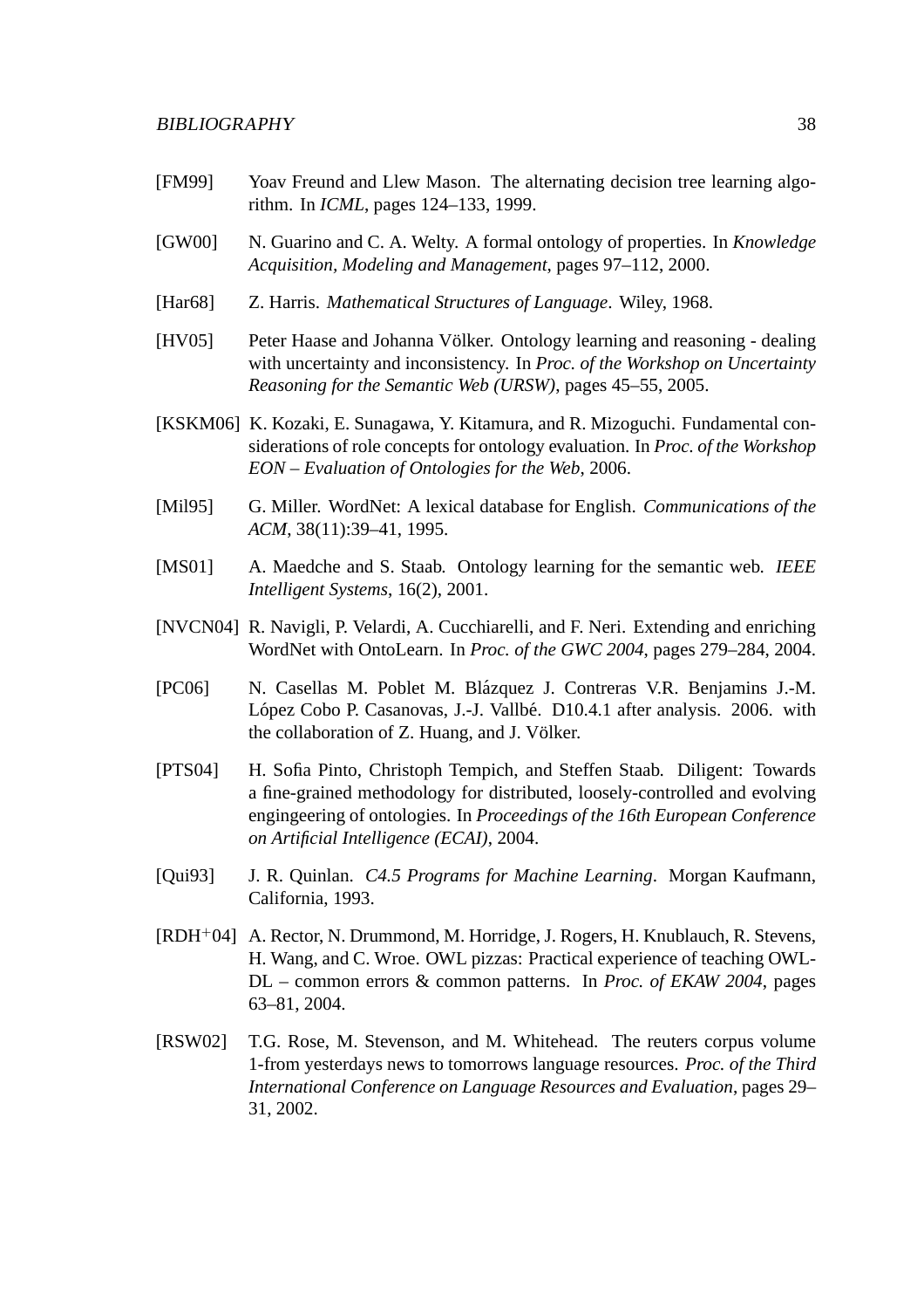[FM99] Yoav Freund and Llew Mason. The alternating decision tree learning algorithm. In *ICML*, pages 124–133, 1999.

[GW00] N. Guarino and C. A. Welty. A formal ontology of properties. In *Knowledge Acquisition, Modeling and Management*, pages 97–112, 2000.

[Har68] Z. Harris. *Mathematical Structures of Language*. Wiley, 1968.

[HV05] Peter Haase and Johanna Völker. Ontology learning and reasoning - dealing with uncertainty and inconsistency. In *Proc. of the Workshop on Uncertainty Reasoning for the Semantic Web (URSW)*, pages 45–55, 2005.

[KSKM06] K. Kozaki, E. Sunagawa, Y. Kitamura, and R. Mizoguchi. Fundamental considerations of role concepts for ontology evaluation. In *Proc. of the Workshop EON – Evaluation of Ontologies for the Web*, 2006.

[Mil95] G. Miller. WordNet: A lexical database for English. *Communications of the ACM*, 38(11):39–41, 1995.

[MS01] A. Maedche and S. Staab. Ontology learning for the semantic web. *IEEE Intelligent Systems*, 16(2), 2001.

[NVCN04] R. Navigli, P. Velardi, A. Cucchiarelli, and F. Neri. Extending and enriching WordNet with OntoLearn. In *Proc. of the GWC 2004*, pages 279–284, 2004.

[PC06] N. Casellas M. Poblet M. Blázquez J. Contreras V.R. Benjamins J.-M. López Cobo P. Casanovas, J.-J. Vallbé. D10.4.1 after analysis. 2006. with the collaboration of Z. Huang, and J. Völker.

[PTS04] H. Sofia Pinto, Christoph Tempich, and Steffen Staab. Diligent: Towards a fine-grained methodology for distributed, loosely-controlled and evolving engingeering of ontologies. In *Proceedings of the 16th European Conference on Artificial Intelligence (ECAI)*, 2004.

[Qui93] J. R. Quinlan. *C4.5 Programs for Machine Learning*. Morgan Kaufmann, California, 1993.

[RDH+04] A. Rector, N. Drummond, M. Horridge, J. Rogers, H. Knublauch, R. Stevens, H. Wang, and C. Wroe. OWL pizzas: Practical experience of teaching OWL-DL – common errors & common patterns. In *Proc. of EKAW 2004*, pages 63–81, 2004.

[RSW02] T.G. Rose, M. Stevenson, and M. Whitehead. The reuters corpus volume 1-from yesterdays news to tomorrows language resources. *Proc. of the Third International Conference on Language Resources and Evaluation*, pages 29–31, 2002.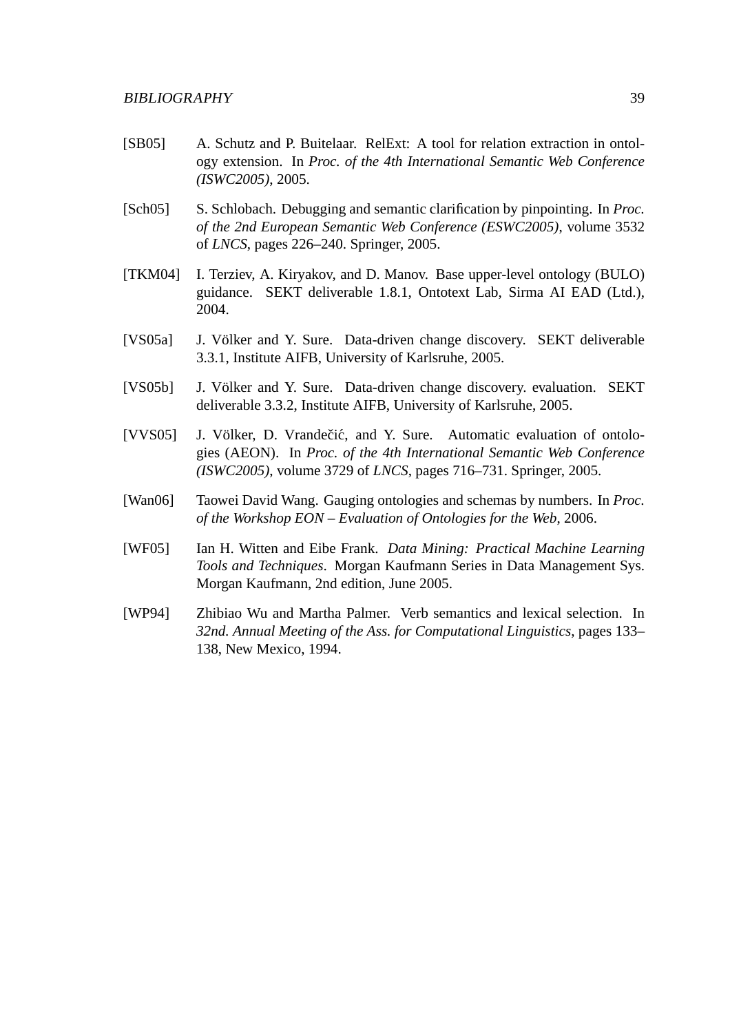[SB05] A. Schutz and P. Buitelaar. RelExt: A tool for relation extraction in ontology extension. In *Proc. of the 4th International Semantic Web Conference (ISWC2005)*, 2005.

[Sch05] S. Schlobach. Debugging and semantic clarification by pinpointing. In *Proc. of the 2nd European Semantic Web Conference (ESWC2005)*, volume 3532 of *LNCS*, pages 226–240. Springer, 2005.

[TKM04] I. Terziev, A. Kiryakov, and D. Manov. Base upper-level ontology (BULO) guidance. SEKT deliverable 1.8.1, Ontotext Lab, Sirma AI EAD (Ltd.), 2004.

[VS05a] J. Völker and Y. Sure. Data-driven change discovery. SEKT deliverable 3.3.1, Institute AIFB, University of Karlsruhe, 2005.

[VS05b] J. Völker and Y. Sure. Data-driven change discovery. evaluation. SEKT deliverable 3.3.2, Institute AIFB, University of Karlsruhe, 2005.

[VVS05] J. Völker, D. Vrandečić, and Y. Sure. Automatic evaluation of ontologies (AEON). In *Proc. of the 4th International Semantic Web Conference (ISWC2005)*, volume 3729 of *LNCS*, pages 716–731. Springer, 2005.

[Wan06] Taowei David Wang. Gauging ontologies and schemas by numbers. In *Proc. of the Workshop EON – Evaluation of Ontologies for the Web*, 2006.

[WF05] Ian H. Witten and Eibe Frank. *Data Mining: Practical Machine Learning Tools and Techniques*. Morgan Kaufmann Series in Data Management Sys. Morgan Kaufmann, 2nd edition, June 2005.

[WP94] Zhibiao Wu and Martha Palmer. Verb semantics and lexical selection. In *32nd. Annual Meeting of the Ass. for Computational Linguistics*, pages 133–138, New Mexico, 1994.